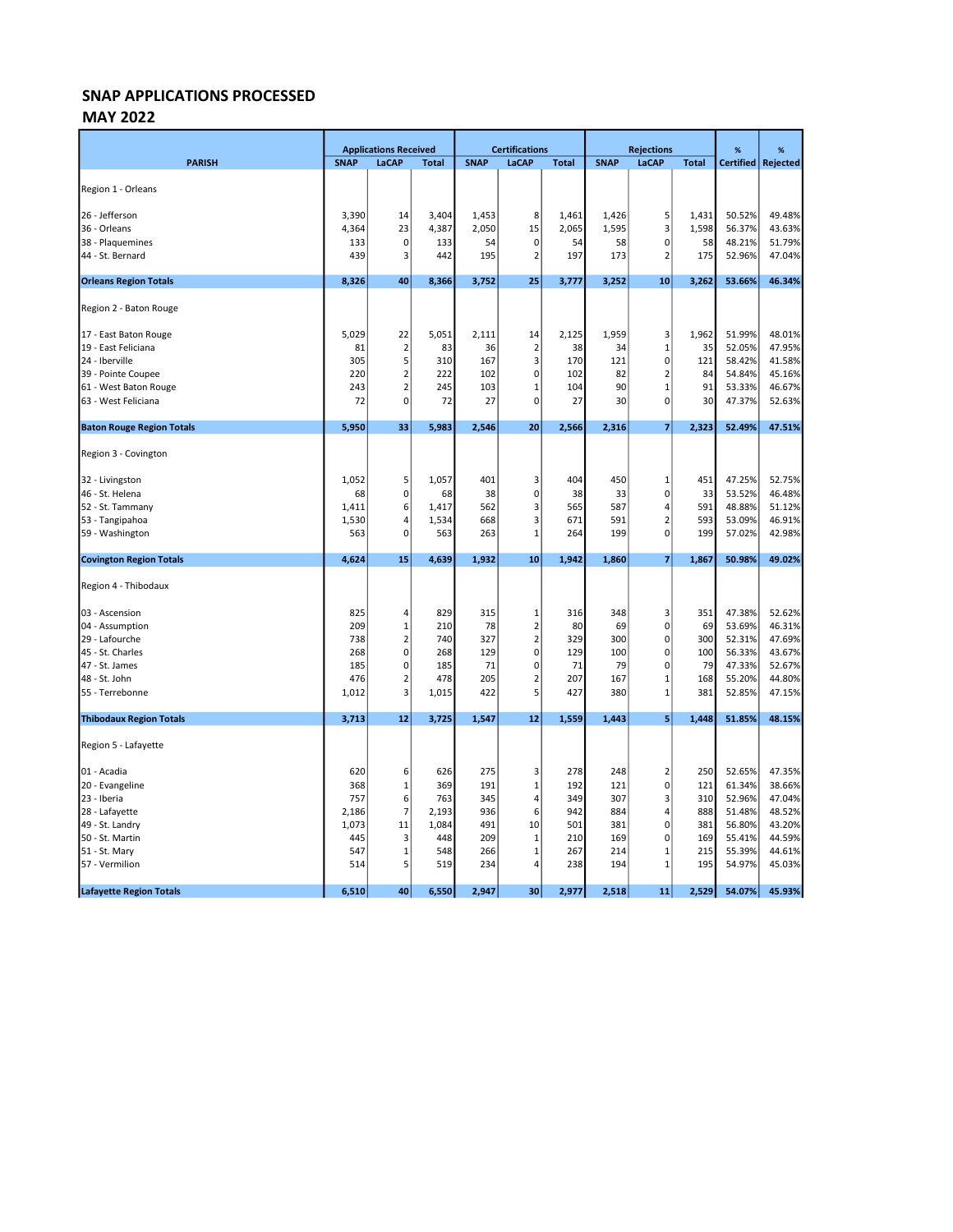# SNAP APPLICATIONS PROCESSED

## MAY 2022

| PARISH | Applications Received | | | Certifications | | | Rejections | | | % | % |
|---|---|---|---|---|---|---|---|---|---|---|---|
| | SNAP | LaCAP | Total | SNAP | LaCAP | Total | SNAP | LaCAP | Total | Certified | Rejected |
| Region 1 - Orleans | | | | | | | | | | | |
| 26 - Jefferson | 3,390 | 14 | 3,404 | 1,453 | 8 | 1,461 | 1,426 | 5 | 1,431 | 50.52% | 49.48% |
| 36 - Orleans | 4,364 | 23 | 4,387 | 2,050 | 15 | 2,065 | 1,595 | 3 | 1,598 | 56.37% | 43.63% |
| 38 - Plaquemines | 133 | 0 | 133 | 54 | 0 | 54 | 58 | 0 | 58 | 48.21% | 51.79% |
| 44 - St. Bernard | 439 | 3 | 442 | 195 | 2 | 197 | 173 | 2 | 175 | 52.96% | 47.04% |
| **Orleans Region Totals** | **8,326** | **40** | **8,366** | **3,752** | **25** | **3,777** | **3,252** | **10** | **3,262** | **53.66%** | **46.34%** |
| Region 2 - Baton Rouge | | | | | | | | | | | |
| 17 - East Baton Rouge | 5,029 | 22 | 5,051 | 2,111 | 14 | 2,125 | 1,959 | 3 | 1,962 | 51.99% | 48.01% |
| 19 - East Feliciana | 81 | 2 | 83 | 36 | 2 | 38 | 34 | 1 | 35 | 52.05% | 47.95% |
| 24 - Iberville | 305 | 5 | 310 | 167 | 3 | 170 | 121 | 0 | 121 | 58.42% | 41.58% |
| 39 - Pointe Coupee | 220 | 2 | 222 | 102 | 0 | 102 | 82 | 2 | 84 | 54.84% | 45.16% |
| 61 - West Baton Rouge | 243 | 2 | 245 | 103 | 1 | 104 | 90 | 1 | 91 | 53.33% | 46.67% |
| 63 - West Feliciana | 72 | 0 | 72 | 27 | 0 | 27 | 30 | 0 | 30 | 47.37% | 52.63% |
| **Baton Rouge Region Totals** | **5,950** | **33** | **5,983** | **2,546** | **20** | **2,566** | **2,316** | **7** | **2,323** | **52.49%** | **47.51%** |
| Region 3 - Covington | | | | | | | | | | | |
| 32 - Livingston | 1,052 | 5 | 1,057 | 401 | 3 | 404 | 450 | 1 | 451 | 47.25% | 52.75% |
| 46 - St. Helena | 68 | 0 | 68 | 38 | 0 | 38 | 33 | 0 | 33 | 53.52% | 46.48% |
| 52 - St. Tammany | 1,411 | 6 | 1,417 | 562 | 3 | 565 | 587 | 4 | 591 | 48.88% | 51.12% |
| 53 - Tangipahoa | 1,530 | 4 | 1,534 | 668 | 3 | 671 | 591 | 2 | 593 | 53.09% | 46.91% |
| 59 - Washington | 563 | 0 | 563 | 263 | 1 | 264 | 199 | 0 | 199 | 57.02% | 42.98% |
| **Covington Region Totals** | **4,624** | **15** | **4,639** | **1,932** | **10** | **1,942** | **1,860** | **7** | **1,867** | **50.98%** | **49.02%** |
| Region 4 - Thibodaux | | | | | | | | | | | |
| 03 - Ascension | 825 | 4 | 829 | 315 | 1 | 316 | 348 | 3 | 351 | 47.38% | 52.62% |
| 04 - Assumption | 209 | 1 | 210 | 78 | 2 | 80 | 69 | 0 | 69 | 53.69% | 46.31% |
| 29 - Lafourche | 738 | 2 | 740 | 327 | 2 | 329 | 300 | 0 | 300 | 52.31% | 47.69% |
| 45 - St. Charles | 268 | 0 | 268 | 129 | 0 | 129 | 100 | 0 | 100 | 56.33% | 43.67% |
| 47 - St. James | 185 | 0 | 185 | 71 | 0 | 71 | 79 | 0 | 79 | 47.33% | 52.67% |
| 48 - St. John | 476 | 2 | 478 | 205 | 2 | 207 | 167 | 1 | 168 | 55.20% | 44.80% |
| 55 - Terrebonne | 1,012 | 3 | 1,015 | 422 | 5 | 427 | 380 | 1 | 381 | 52.85% | 47.15% |
| **Thibodaux Region Totals** | **3,713** | **12** | **3,725** | **1,547** | **12** | **1,559** | **1,443** | **5** | **1,448** | **51.85%** | **48.15%** |
| Region 5 - Lafayette | | | | | | | | | | | |
| 01 - Acadia | 620 | 6 | 626 | 275 | 3 | 278 | 248 | 2 | 250 | 52.65% | 47.35% |
| 20 - Evangeline | 368 | 1 | 369 | 191 | 1 | 192 | 121 | 0 | 121 | 61.34% | 38.66% |
| 23 - Iberia | 757 | 6 | 763 | 345 | 4 | 349 | 307 | 3 | 310 | 52.96% | 47.04% |
| 28 - Lafayette | 2,186 | 7 | 2,193 | 936 | 6 | 942 | 884 | 4 | 888 | 51.48% | 48.52% |
| 49 - St. Landry | 1,073 | 11 | 1,084 | 491 | 10 | 501 | 381 | 0 | 381 | 56.80% | 43.20% |
| 50 - St. Martin | 445 | 3 | 448 | 209 | 1 | 210 | 169 | 0 | 169 | 55.41% | 44.59% |
| 51 - St. Mary | 547 | 1 | 548 | 266 | 1 | 267 | 214 | 1 | 215 | 55.39% | 44.61% |
| 57 - Vermilion | 514 | 5 | 519 | 234 | 4 | 238 | 194 | 1 | 195 | 54.97% | 45.03% |
| **Lafayette Region Totals** | **6,510** | **40** | **6,550** | **2,947** | **30** | **2,977** | **2,518** | **11** | **2,529** | **54.07%** | **45.93%** |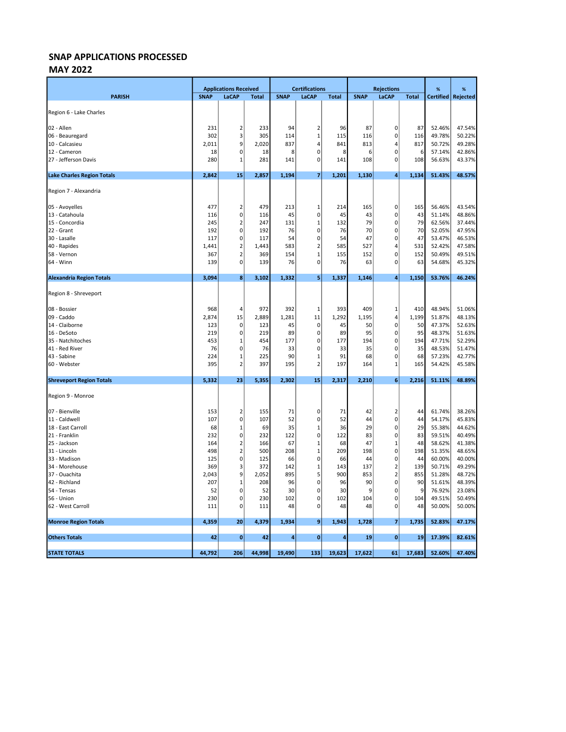# SNAP APPLICATIONS PROCESSED
## MAY 2022

| PARISH | Applications Received | | | Certifications | | | Rejections | | | % | % |
|---|---|---|---|---|---|---|---|---|---|---|---|
| | SNAP | LaCAP | Total | SNAP | LaCAP | Total | SNAP | LaCAP | Total | Certified | Rejected |
| Region 6 - Lake Charles | | | | | | | | | | | |
| 02 - Allen | 231 | 2 | 233 | 94 | 2 | 96 | 87 | 0 | 87 | 52.46% | 47.54% |
| 06 - Beauregard | 302 | 3 | 305 | 114 | 1 | 115 | 116 | 0 | 116 | 49.78% | 50.22% |
| 10 - Calcasieu | 2,011 | 9 | 2,020 | 837 | 4 | 841 | 813 | 4 | 817 | 50.72% | 49.28% |
| 12 - Cameron | 18 | 0 | 18 | 8 | 0 | 8 | 6 | 0 | 6 | 57.14% | 42.86% |
| 27 - Jefferson Davis | 280 | 1 | 281 | 141 | 0 | 141 | 108 | 0 | 108 | 56.63% | 43.37% |
| **Lake Charles Region Totals** | **2,842** | **15** | **2,857** | **1,194** | **7** | **1,201** | **1,130** | **4** | **1,134** | **51.43%** | **48.57%** |
| Region 7 - Alexandria | | | | | | | | | | | |
| 05 - Avoyelles | 477 | 2 | 479 | 213 | 1 | 214 | 165 | 0 | 165 | 56.46% | 43.54% |
| 13 - Catahoula | 116 | 0 | 116 | 45 | 0 | 45 | 43 | 0 | 43 | 51.14% | 48.86% |
| 15 - Concordia | 245 | 2 | 247 | 131 | 1 | 132 | 79 | 0 | 79 | 62.56% | 37.44% |
| 22 - Grant | 192 | 0 | 192 | 76 | 0 | 76 | 70 | 0 | 70 | 52.05% | 47.95% |
| 30 - Lasalle | 117 | 0 | 117 | 54 | 0 | 54 | 47 | 0 | 47 | 53.47% | 46.53% |
| 40 - Rapides | 1,441 | 2 | 1,443 | 583 | 2 | 585 | 527 | 4 | 531 | 52.42% | 47.58% |
| 58 - Vernon | 367 | 2 | 369 | 154 | 1 | 155 | 152 | 0 | 152 | 50.49% | 49.51% |
| 64 - Winn | 139 | 0 | 139 | 76 | 0 | 76 | 63 | 0 | 63 | 54.68% | 45.32% |
| **Alexandria Region Totals** | **3,094** | **8** | **3,102** | **1,332** | **5** | **1,337** | **1,146** | **4** | **1,150** | **53.76%** | **46.24%** |
| Region 8 - Shreveport | | | | | | | | | | | |
| 08 - Bossier | 968 | 4 | 972 | 392 | 1 | 393 | 409 | 1 | 410 | 48.94% | 51.06% |
| 09 - Caddo | 2,874 | 15 | 2,889 | 1,281 | 11 | 1,292 | 1,195 | 4 | 1,199 | 51.87% | 48.13% |
| 14 - Claiborne | 123 | 0 | 123 | 45 | 0 | 45 | 50 | 0 | 50 | 47.37% | 52.63% |
| 16 - DeSoto | 219 | 0 | 219 | 89 | 0 | 89 | 95 | 0 | 95 | 48.37% | 51.63% |
| 35 - Natchitoches | 453 | 1 | 454 | 177 | 0 | 177 | 194 | 0 | 194 | 47.71% | 52.29% |
| 41 - Red River | 76 | 0 | 76 | 33 | 0 | 33 | 35 | 0 | 35 | 48.53% | 51.47% |
| 43 - Sabine | 224 | 1 | 225 | 90 | 1 | 91 | 68 | 0 | 68 | 57.23% | 42.77% |
| 60 - Webster | 395 | 2 | 397 | 195 | 2 | 197 | 164 | 1 | 165 | 54.42% | 45.58% |
| **Shreveport Region Totals** | **5,332** | **23** | **5,355** | **2,302** | **15** | **2,317** | **2,210** | **6** | **2,216** | **51.11%** | **48.89%** |
| Region 9 - Monroe | | | | | | | | | | | |
| 07 - Bienville | 153 | 2 | 155 | 71 | 0 | 71 | 42 | 2 | 44 | 61.74% | 38.26% |
| 11 - Caldwell | 107 | 0 | 107 | 52 | 0 | 52 | 44 | 0 | 44 | 54.17% | 45.83% |
| 18 - East Carroll | 68 | 1 | 69 | 35 | 1 | 36 | 29 | 0 | 29 | 55.38% | 44.62% |
| 21 - Franklin | 232 | 0 | 232 | 122 | 0 | 122 | 83 | 0 | 83 | 59.51% | 40.49% |
| 25 - Jackson | 164 | 2 | 166 | 67 | 1 | 68 | 47 | 1 | 48 | 58.62% | 41.38% |
| 31 - Lincoln | 498 | 2 | 500 | 208 | 1 | 209 | 198 | 0 | 198 | 51.35% | 48.65% |
| 33 - Madison | 125 | 0 | 125 | 66 | 0 | 66 | 44 | 0 | 44 | 60.00% | 40.00% |
| 34 - Morehouse | 369 | 3 | 372 | 142 | 1 | 143 | 137 | 2 | 139 | 50.71% | 49.29% |
| 37 - Ouachita | 2,043 | 9 | 2,052 | 895 | 5 | 900 | 853 | 2 | 855 | 51.28% | 48.72% |
| 42 - Richland | 207 | 1 | 208 | 96 | 0 | 96 | 90 | 0 | 90 | 51.61% | 48.39% |
| 54 - Tensas | 52 | 0 | 52 | 30 | 0 | 30 | 9 | 0 | 9 | 76.92% | 23.08% |
| 56 - Union | 230 | 0 | 230 | 102 | 0 | 102 | 104 | 0 | 104 | 49.51% | 50.49% |
| 62 - West Carroll | 111 | 0 | 111 | 48 | 0 | 48 | 48 | 0 | 48 | 50.00% | 50.00% |
| **Monroe Region Totals** | **4,359** | **20** | **4,379** | **1,934** | **9** | **1,943** | **1,728** | **7** | **1,735** | **52.83%** | **47.17%** |
| **Others Totals** | **42** | **0** | **42** | **4** | **0** | **4** | **19** | **0** | **19** | **17.39%** | **82.61%** |
| **STATE TOTALS** | **44,792** | **206** | **44,998** | **19,490** | **133** | **19,623** | **17,622** | **61** | **17,683** | **52.60%** | **47.40%** |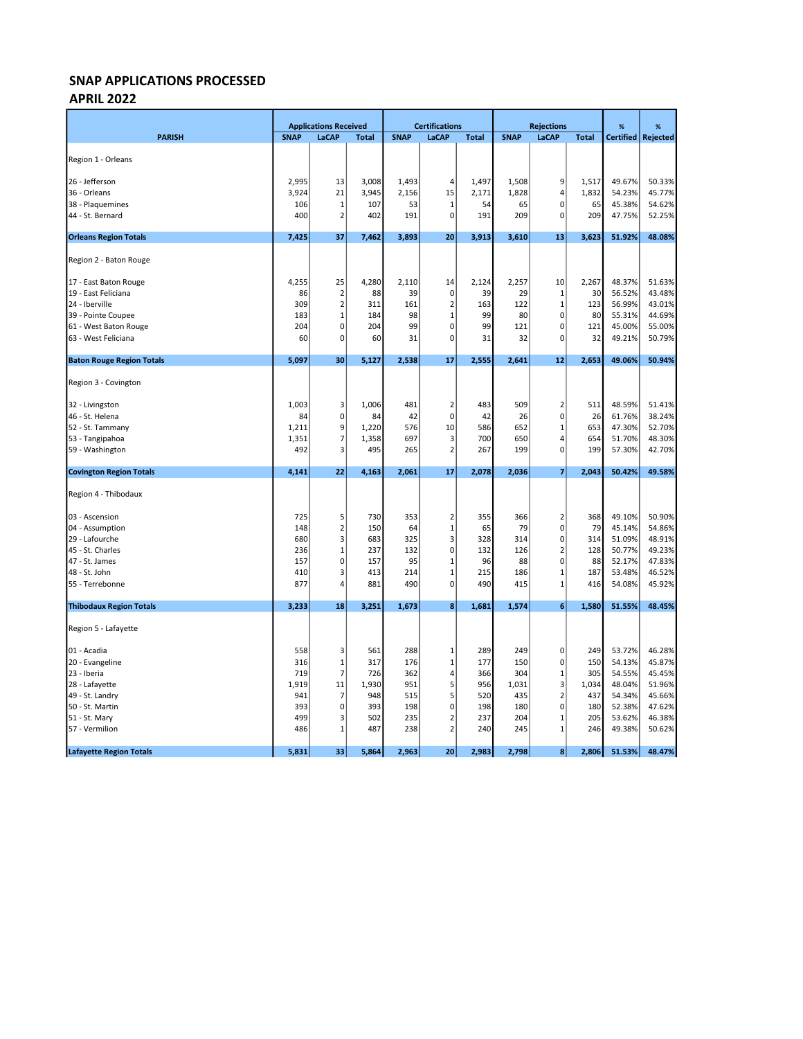# SNAP APPLICATIONS PROCESSED

## APRIL 2022

| PARISH | Applications Received | | | Certifications | | | Rejections | | | % | % |
|---|---|---|---|---|---|---|---|---|---|---|---|
| | SNAP | LaCAP | Total | SNAP | LaCAP | Total | SNAP | LaCAP | Total | Certified | Rejected |
| Region 1 - Orleans | | | | | | | | | | | |
| 26 - Jefferson | 2,995 | 13 | 3,008 | 1,493 | 4 | 1,497 | 1,508 | 9 | 1,517 | 49.67% | 50.33% |
| 36 - Orleans | 3,924 | 21 | 3,945 | 2,156 | 15 | 2,171 | 1,828 | 4 | 1,832 | 54.23% | 45.77% |
| 38 - Plaquemines | 106 | 1 | 107 | 53 | 1 | 54 | 65 | 0 | 65 | 45.38% | 54.62% |
| 44 - St. Bernard | 400 | 2 | 402 | 191 | 0 | 191 | 209 | 0 | 209 | 47.75% | 52.25% |
| **Orleans Region Totals** | **7,425** | **37** | **7,462** | **3,893** | **20** | **3,913** | **3,610** | **13** | **3,623** | **51.92%** | **48.08%** |
| Region 2 - Baton Rouge | | | | | | | | | | | |
| 17 - East Baton Rouge | 4,255 | 25 | 4,280 | 2,110 | 14 | 2,124 | 2,257 | 10 | 2,267 | 48.37% | 51.63% |
| 19 - East Feliciana | 86 | 2 | 88 | 39 | 0 | 39 | 29 | 1 | 30 | 56.52% | 43.48% |
| 24 - Iberville | 309 | 2 | 311 | 161 | 2 | 163 | 122 | 1 | 123 | 56.99% | 43.01% |
| 39 - Pointe Coupee | 183 | 1 | 184 | 98 | 1 | 99 | 80 | 0 | 80 | 55.31% | 44.69% |
| 61 - West Baton Rouge | 204 | 0 | 204 | 99 | 0 | 99 | 121 | 0 | 121 | 45.00% | 55.00% |
| 63 - West Feliciana | 60 | 0 | 60 | 31 | 0 | 31 | 32 | 0 | 32 | 49.21% | 50.79% |
| **Baton Rouge Region Totals** | **5,097** | **30** | **5,127** | **2,538** | **17** | **2,555** | **2,641** | **12** | **2,653** | **49.06%** | **50.94%** |
| Region 3 - Covington | | | | | | | | | | | |
| 32 - Livingston | 1,003 | 3 | 1,006 | 481 | 2 | 483 | 509 | 2 | 511 | 48.59% | 51.41% |
| 46 - St. Helena | 84 | 0 | 84 | 42 | 0 | 42 | 26 | 0 | 26 | 61.76% | 38.24% |
| 52 - St. Tammany | 1,211 | 9 | 1,220 | 576 | 10 | 586 | 652 | 1 | 653 | 47.30% | 52.70% |
| 53 - Tangipahoa | 1,351 | 7 | 1,358 | 697 | 3 | 700 | 650 | 4 | 654 | 51.70% | 48.30% |
| 59 - Washington | 492 | 3 | 495 | 265 | 2 | 267 | 199 | 0 | 199 | 57.30% | 42.70% |
| **Covington Region Totals** | **4,141** | **22** | **4,163** | **2,061** | **17** | **2,078** | **2,036** | **7** | **2,043** | **50.42%** | **49.58%** |
| Region 4 - Thibodaux | | | | | | | | | | | |
| 03 - Ascension | 725 | 5 | 730 | 353 | 2 | 355 | 366 | 2 | 368 | 49.10% | 50.90% |
| 04 - Assumption | 148 | 2 | 150 | 64 | 1 | 65 | 79 | 0 | 79 | 45.14% | 54.86% |
| 29 - Lafourche | 680 | 3 | 683 | 325 | 3 | 328 | 314 | 0 | 314 | 51.09% | 48.91% |
| 45 - St. Charles | 236 | 1 | 237 | 132 | 0 | 132 | 126 | 2 | 128 | 50.77% | 49.23% |
| 47 - St. James | 157 | 0 | 157 | 95 | 1 | 96 | 88 | 0 | 88 | 52.17% | 47.83% |
| 48 - St. John | 410 | 3 | 413 | 214 | 1 | 215 | 186 | 1 | 187 | 53.48% | 46.52% |
| 55 - Terrebonne | 877 | 4 | 881 | 490 | 0 | 490 | 415 | 1 | 416 | 54.08% | 45.92% |
| **Thibodaux Region Totals** | **3,233** | **18** | **3,251** | **1,673** | **8** | **1,681** | **1,574** | **6** | **1,580** | **51.55%** | **48.45%** |
| Region 5 - Lafayette | | | | | | | | | | | |
| 01 - Acadia | 558 | 3 | 561 | 288 | 1 | 289 | 249 | 0 | 249 | 53.72% | 46.28% |
| 20 - Evangeline | 316 | 1 | 317 | 176 | 1 | 177 | 150 | 0 | 150 | 54.13% | 45.87% |
| 23 - Iberia | 719 | 7 | 726 | 362 | 4 | 366 | 304 | 1 | 305 | 54.55% | 45.45% |
| 28 - Lafayette | 1,919 | 11 | 1,930 | 951 | 5 | 956 | 1,031 | 3 | 1,034 | 48.04% | 51.96% |
| 49 - St. Landry | 941 | 7 | 948 | 515 | 5 | 520 | 435 | 2 | 437 | 54.34% | 45.66% |
| 50 - St. Martin | 393 | 0 | 393 | 198 | 0 | 198 | 180 | 0 | 180 | 52.38% | 47.62% |
| 51 - St. Mary | 499 | 3 | 502 | 235 | 2 | 237 | 204 | 1 | 205 | 53.62% | 46.38% |
| 57 - Vermilion | 486 | 1 | 487 | 238 | 2 | 240 | 245 | 1 | 246 | 49.38% | 50.62% |
| **Lafayette Region Totals** | **5,831** | **33** | **5,864** | **2,963** | **20** | **2,983** | **2,798** | **8** | **2,806** | **51.53%** | **48.47%** |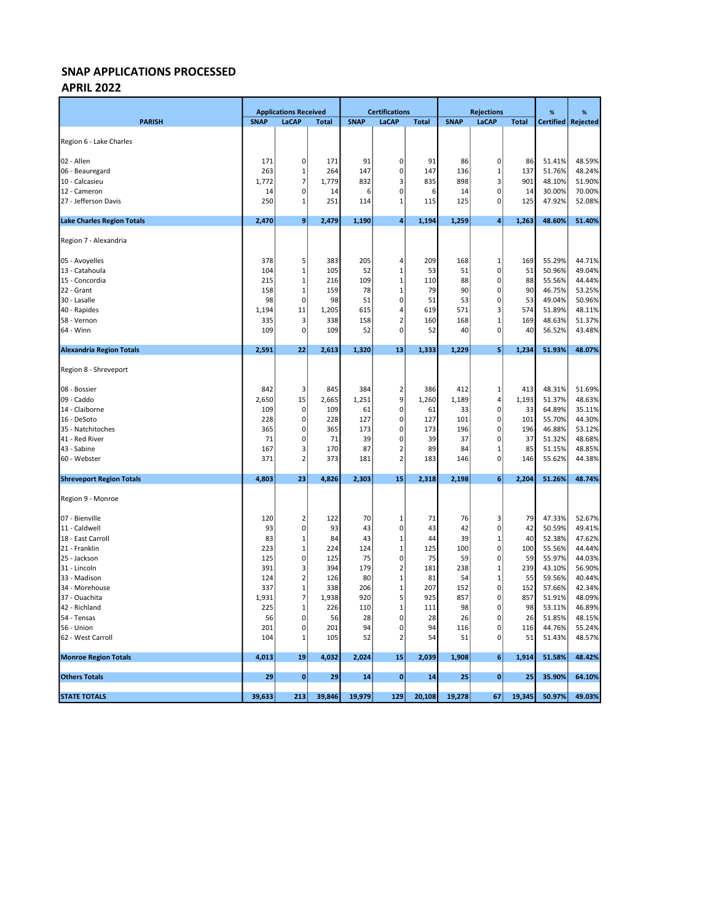# SNAP APPLICATIONS PROCESSED

## APRIL 2022

| PARISH | Applications Received | | | Certifications | | | Rejections | | | % | % |
|---|---|---|---|---|---|---|---|---|---|---|---|
| | SNAP | LaCAP | Total | SNAP | LaCAP | Total | SNAP | LaCAP | Total | Certified | Rejected |
| Region 6 - Lake Charles | | | | | | | | | | | |
| 02 - Allen | 171 | 0 | 171 | 91 | 0 | 91 | 86 | 0 | 86 | 51.41% | 48.59% |
| 06 - Beauregard | 263 | 1 | 264 | 147 | 0 | 147 | 136 | 1 | 137 | 51.76% | 48.24% |
| 10 - Calcasieu | 1,772 | 7 | 1,779 | 832 | 3 | 835 | 898 | 3 | 901 | 48.10% | 51.90% |
| 12 - Cameron | 14 | 0 | 14 | 6 | 0 | 6 | 14 | 0 | 14 | 30.00% | 70.00% |
| 27 - Jefferson Davis | 250 | 1 | 251 | 114 | 1 | 115 | 125 | 0 | 125 | 47.92% | 52.08% |
| **Lake Charles Region Totals** | **2,470** | **9** | **2,479** | **1,190** | **4** | **1,194** | **1,259** | **4** | **1,263** | **48.60%** | **51.40%** |
| Region 7 - Alexandria | | | | | | | | | | | |
| 05 - Avoyelles | 378 | 5 | 383 | 205 | 4 | 209 | 168 | 1 | 169 | 55.29% | 44.71% |
| 13 - Catahoula | 104 | 1 | 105 | 52 | 1 | 53 | 51 | 0 | 51 | 50.96% | 49.04% |
| 15 - Concordia | 215 | 1 | 216 | 109 | 1 | 110 | 88 | 0 | 88 | 55.56% | 44.44% |
| 22 - Grant | 158 | 1 | 159 | 78 | 1 | 79 | 90 | 0 | 90 | 46.75% | 53.25% |
| 30 - Lasalle | 98 | 0 | 98 | 51 | 0 | 51 | 53 | 0 | 53 | 49.04% | 50.96% |
| 40 - Rapides | 1,194 | 11 | 1,205 | 615 | 4 | 619 | 571 | 3 | 574 | 51.89% | 48.11% |
| 58 - Vernon | 335 | 3 | 338 | 158 | 2 | 160 | 168 | 1 | 169 | 48.63% | 51.37% |
| 64 - Winn | 109 | 0 | 109 | 52 | 0 | 52 | 40 | 0 | 40 | 56.52% | 43.48% |
| **Alexandria Region Totals** | **2,591** | **22** | **2,613** | **1,320** | **13** | **1,333** | **1,229** | **5** | **1,234** | **51.93%** | **48.07%** |
| Region 8 - Shreveport | | | | | | | | | | | |
| 08 - Bossier | 842 | 3 | 845 | 384 | 2 | 386 | 412 | 1 | 413 | 48.31% | 51.69% |
| 09 - Caddo | 2,650 | 15 | 2,665 | 1,251 | 9 | 1,260 | 1,189 | 4 | 1,193 | 51.37% | 48.63% |
| 14 - Claiborne | 109 | 0 | 109 | 61 | 0 | 61 | 33 | 0 | 33 | 64.89% | 35.11% |
| 16 - DeSoto | 228 | 0 | 228 | 127 | 0 | 127 | 101 | 0 | 101 | 55.70% | 44.30% |
| 35 - Natchitoches | 365 | 0 | 365 | 173 | 0 | 173 | 196 | 0 | 196 | 46.88% | 53.12% |
| 41 - Red River | 71 | 0 | 71 | 39 | 0 | 39 | 37 | 0 | 37 | 51.32% | 48.68% |
| 43 - Sabine | 167 | 3 | 170 | 87 | 2 | 89 | 84 | 1 | 85 | 51.15% | 48.85% |
| 60 - Webster | 371 | 2 | 373 | 181 | 2 | 183 | 146 | 0 | 146 | 55.62% | 44.38% |
| **Shreveport Region Totals** | **4,803** | **23** | **4,826** | **2,303** | **15** | **2,318** | **2,198** | **6** | **2,204** | **51.26%** | **48.74%** |
| Region 9 - Monroe | | | | | | | | | | | |
| 07 - Bienville | 120 | 2 | 122 | 70 | 1 | 71 | 76 | 3 | 79 | 47.33% | 52.67% |
| 11 - Caldwell | 93 | 0 | 93 | 43 | 0 | 43 | 42 | 0 | 42 | 50.59% | 49.41% |
| 18 - East Carroll | 83 | 1 | 84 | 43 | 1 | 44 | 39 | 1 | 40 | 52.38% | 47.62% |
| 21 - Franklin | 223 | 1 | 224 | 124 | 1 | 125 | 100 | 0 | 100 | 55.56% | 44.44% |
| 25 - Jackson | 125 | 0 | 125 | 75 | 0 | 75 | 59 | 0 | 59 | 55.97% | 44.03% |
| 31 - Lincoln | 391 | 3 | 394 | 179 | 2 | 181 | 238 | 1 | 239 | 43.10% | 56.90% |
| 33 - Madison | 124 | 2 | 126 | 80 | 1 | 81 | 54 | 1 | 55 | 59.56% | 40.44% |
| 34 - Morehouse | 337 | 1 | 338 | 206 | 1 | 207 | 152 | 0 | 152 | 57.66% | 42.34% |
| 37 - Ouachita | 1,931 | 7 | 1,938 | 920 | 5 | 925 | 857 | 0 | 857 | 51.91% | 48.09% |
| 42 - Richland | 225 | 1 | 226 | 110 | 1 | 111 | 98 | 0 | 98 | 53.11% | 46.89% |
| 54 - Tensas | 56 | 0 | 56 | 28 | 0 | 28 | 26 | 0 | 26 | 51.85% | 48.15% |
| 56 - Union | 201 | 0 | 201 | 94 | 0 | 94 | 116 | 0 | 116 | 44.76% | 55.24% |
| 62 - West Carroll | 104 | 1 | 105 | 52 | 2 | 54 | 51 | 0 | 51 | 51.43% | 48.57% |
| **Monroe Region Totals** | **4,013** | **19** | **4,032** | **2,024** | **15** | **2,039** | **1,908** | **6** | **1,914** | **51.58%** | **48.42%** |
| **Others Totals** | **29** | **0** | **29** | **14** | **0** | **14** | **25** | **0** | **25** | **35.90%** | **64.10%** |
| **STATE TOTALS** | **39,633** | **213** | **39,846** | **19,979** | **129** | **20,108** | **19,278** | **67** | **19,345** | **50.97%** | **49.03%** |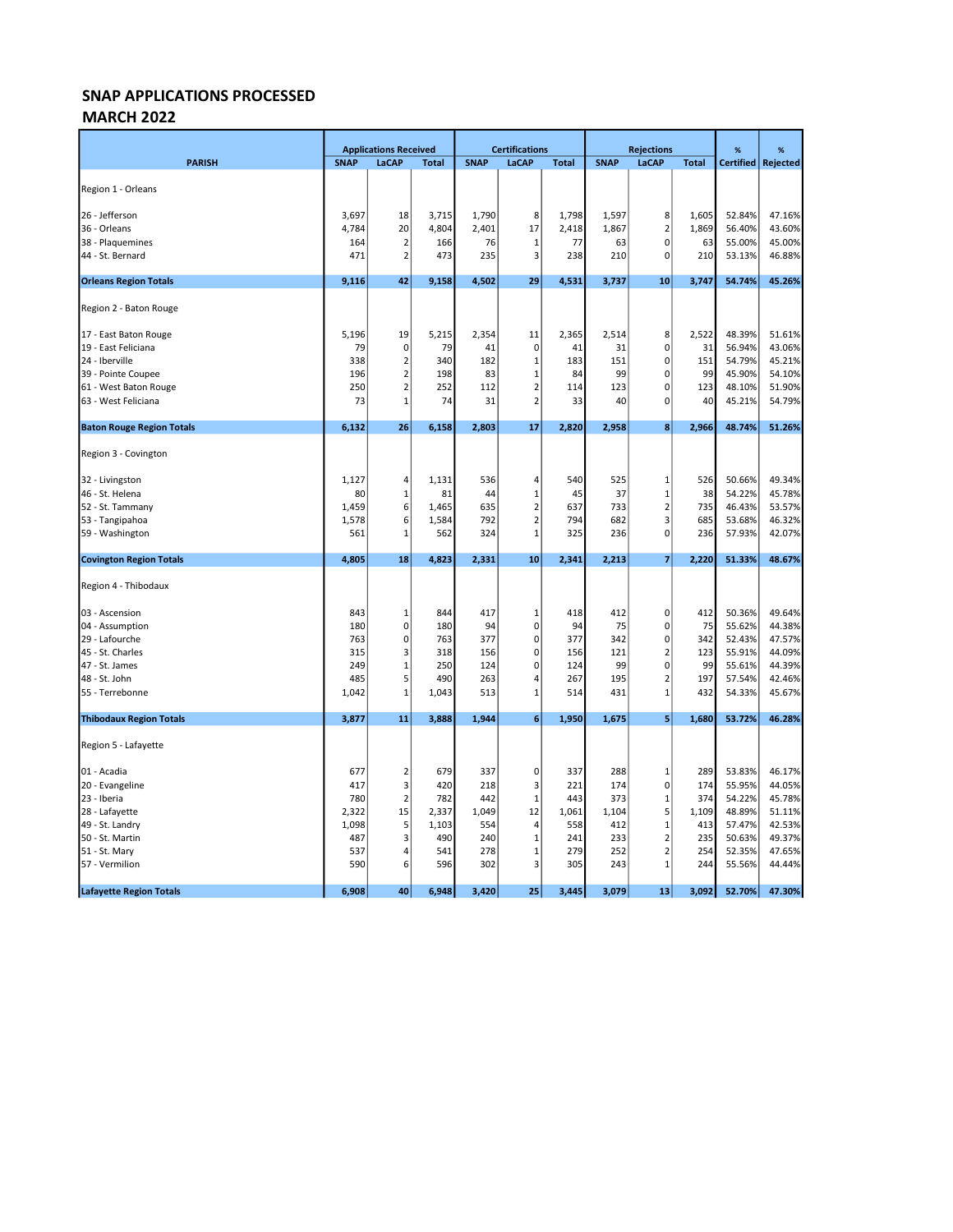# SNAP APPLICATIONS PROCESSED
## MARCH 2022

| PARISH | Applications Received | | | Certifications | | | Rejections | | | % | % |
|---|---|---|---|---|---|---|---|---|---|---|---|
| | SNAP | LaCAP | Total | SNAP | LaCAP | Total | SNAP | LaCAP | Total | Certified | Rejected |
| Region 1 - Orleans | | | | | | | | | | | |
| 26 - Jefferson | 3,697 | 18 | 3,715 | 1,790 | 8 | 1,798 | 1,597 | 8 | 1,605 | 52.84% | 47.16% |
| 36 - Orleans | 4,784 | 20 | 4,804 | 2,401 | 17 | 2,418 | 1,867 | 2 | 1,869 | 56.40% | 43.60% |
| 38 - Plaquemines | 164 | 2 | 166 | 76 | 1 | 77 | 63 | 0 | 63 | 55.00% | 45.00% |
| 44 - St. Bernard | 471 | 2 | 473 | 235 | 3 | 238 | 210 | 0 | 210 | 53.13% | 46.88% |
| **Orleans Region Totals** | **9,116** | **42** | **9,158** | **4,502** | **29** | **4,531** | **3,737** | **10** | **3,747** | **54.74%** | **45.26%** |
| Region 2 - Baton Rouge | | | | | | | | | | | |
| 17 - East Baton Rouge | 5,196 | 19 | 5,215 | 2,354 | 11 | 2,365 | 2,514 | 8 | 2,522 | 48.39% | 51.61% |
| 19 - East Feliciana | 79 | 0 | 79 | 41 | 0 | 41 | 31 | 0 | 31 | 56.94% | 43.06% |
| 24 - Iberville | 338 | 2 | 340 | 182 | 1 | 183 | 151 | 0 | 151 | 54.79% | 45.21% |
| 39 - Pointe Coupee | 196 | 2 | 198 | 83 | 1 | 84 | 99 | 0 | 99 | 45.90% | 54.10% |
| 61 - West Baton Rouge | 250 | 2 | 252 | 112 | 2 | 114 | 123 | 0 | 123 | 48.10% | 51.90% |
| 63 - West Feliciana | 73 | 1 | 74 | 31 | 2 | 33 | 40 | 0 | 40 | 45.21% | 54.79% |
| **Baton Rouge Region Totals** | **6,132** | **26** | **6,158** | **2,803** | **17** | **2,820** | **2,958** | **8** | **2,966** | **48.74%** | **51.26%** |
| Region 3 - Covington | | | | | | | | | | | |
| 32 - Livingston | 1,127 | 4 | 1,131 | 536 | 4 | 540 | 525 | 1 | 526 | 50.66% | 49.34% |
| 46 - St. Helena | 80 | 1 | 81 | 44 | 1 | 45 | 37 | 1 | 38 | 54.22% | 45.78% |
| 52 - St. Tammany | 1,459 | 6 | 1,465 | 635 | 2 | 637 | 733 | 2 | 735 | 46.43% | 53.57% |
| 53 - Tangipahoa | 1,578 | 6 | 1,584 | 792 | 2 | 794 | 682 | 3 | 685 | 53.68% | 46.32% |
| 59 - Washington | 561 | 1 | 562 | 324 | 1 | 325 | 236 | 0 | 236 | 57.93% | 42.07% |
| **Covington Region Totals** | **4,805** | **18** | **4,823** | **2,331** | **10** | **2,341** | **2,213** | **7** | **2,220** | **51.33%** | **48.67%** |
| Region 4 - Thibodaux | | | | | | | | | | | |
| 03 - Ascension | 843 | 1 | 844 | 417 | 1 | 418 | 412 | 0 | 412 | 50.36% | 49.64% |
| 04 - Assumption | 180 | 0 | 180 | 94 | 0 | 94 | 75 | 0 | 75 | 55.62% | 44.38% |
| 29 - Lafourche | 763 | 0 | 763 | 377 | 0 | 377 | 342 | 0 | 342 | 52.43% | 47.57% |
| 45 - St. Charles | 315 | 3 | 318 | 156 | 0 | 156 | 121 | 2 | 123 | 55.91% | 44.09% |
| 47 - St. James | 249 | 1 | 250 | 124 | 0 | 124 | 99 | 0 | 99 | 55.61% | 44.39% |
| 48 - St. John | 485 | 5 | 490 | 263 | 4 | 267 | 195 | 2 | 197 | 57.54% | 42.46% |
| 55 - Terrebonne | 1,042 | 1 | 1,043 | 513 | 1 | 514 | 431 | 1 | 432 | 54.33% | 45.67% |
| **Thibodaux Region Totals** | **3,877** | **11** | **3,888** | **1,944** | **6** | **1,950** | **1,675** | **5** | **1,680** | **53.72%** | **46.28%** |
| Region 5 - Lafayette | | | | | | | | | | | |
| 01 - Acadia | 677 | 2 | 679 | 337 | 0 | 337 | 288 | 1 | 289 | 53.83% | 46.17% |
| 20 - Evangeline | 417 | 3 | 420 | 218 | 3 | 221 | 174 | 0 | 174 | 55.95% | 44.05% |
| 23 - Iberia | 780 | 2 | 782 | 442 | 1 | 443 | 373 | 1 | 374 | 54.22% | 45.78% |
| 28 - Lafayette | 2,322 | 15 | 2,337 | 1,049 | 12 | 1,061 | 1,104 | 5 | 1,109 | 48.89% | 51.11% |
| 49 - St. Landry | 1,098 | 5 | 1,103 | 554 | 4 | 558 | 412 | 1 | 413 | 57.47% | 42.53% |
| 50 - St. Martin | 487 | 3 | 490 | 240 | 1 | 241 | 233 | 2 | 235 | 50.63% | 49.37% |
| 51 - St. Mary | 537 | 4 | 541 | 278 | 1 | 279 | 252 | 2 | 254 | 52.35% | 47.65% |
| 57 - Vermilion | 590 | 6 | 596 | 302 | 3 | 305 | 243 | 1 | 244 | 55.56% | 44.44% |
| **Lafayette Region Totals** | **6,908** | **40** | **6,948** | **3,420** | **25** | **3,445** | **3,079** | **13** | **3,092** | **52.70%** | **47.30%** |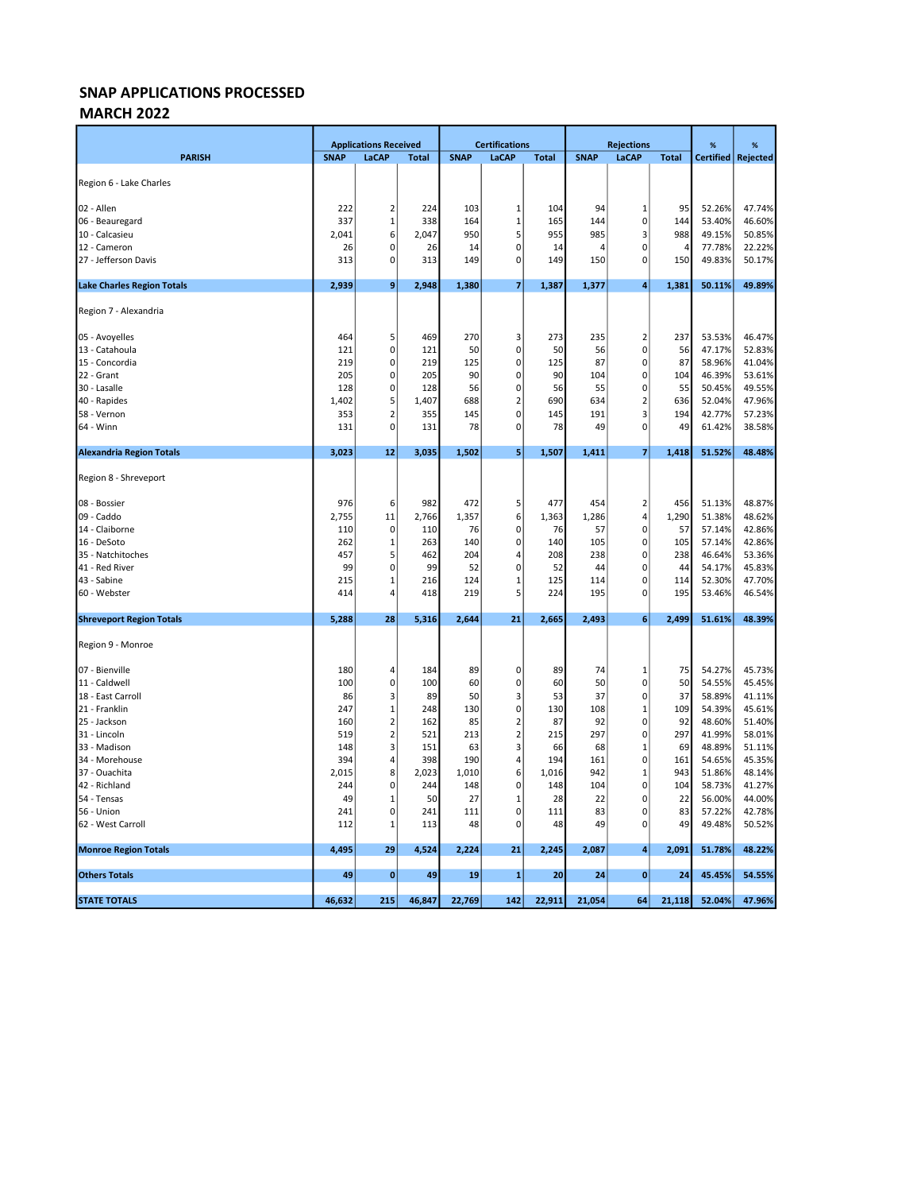# SNAP APPLICATIONS PROCESSED
## MARCH 2022

| PARISH | Applications Received | | | Certifications | | | Rejections | | | % | % |
|---|---|---|---|---|---|---|---|---|---|---|---|
| | SNAP | LaCAP | Total | SNAP | LaCAP | Total | SNAP | LaCAP | Total | Certified | Rejected |
| Region 6 - Lake Charles | | | | | | | | | | | |
| 02 - Allen | 222 | 2 | 224 | 103 | 1 | 104 | 94 | 1 | 95 | 52.26% | 47.74% |
| 06 - Beauregard | 337 | 1 | 338 | 164 | 1 | 165 | 144 | 0 | 144 | 53.40% | 46.60% |
| 10 - Calcasieu | 2,041 | 6 | 2,047 | 950 | 5 | 955 | 985 | 3 | 988 | 49.15% | 50.85% |
| 12 - Cameron | 26 | 0 | 26 | 14 | 0 | 14 | 4 | 0 | 4 | 77.78% | 22.22% |
| 27 - Jefferson Davis | 313 | 0 | 313 | 149 | 0 | 149 | 150 | 0 | 150 | 49.83% | 50.17% |
| **Lake Charles Region Totals** | **2,939** | **9** | **2,948** | **1,380** | **7** | **1,387** | **1,377** | **4** | **1,381** | **50.11%** | **49.89%** |
| Region 7 - Alexandria | | | | | | | | | | | |
| 05 - Avoyelles | 464 | 5 | 469 | 270 | 3 | 273 | 235 | 2 | 237 | 53.53% | 46.47% |
| 13 - Catahoula | 121 | 0 | 121 | 50 | 0 | 50 | 56 | 0 | 56 | 47.17% | 52.83% |
| 15 - Concordia | 219 | 0 | 219 | 125 | 0 | 125 | 87 | 0 | 87 | 58.96% | 41.04% |
| 22 - Grant | 205 | 0 | 205 | 90 | 0 | 90 | 104 | 0 | 104 | 46.39% | 53.61% |
| 30 - Lasalle | 128 | 0 | 128 | 56 | 0 | 56 | 55 | 0 | 55 | 50.45% | 49.55% |
| 40 - Rapides | 1,402 | 5 | 1,407 | 688 | 2 | 690 | 634 | 2 | 636 | 52.04% | 47.96% |
| 58 - Vernon | 353 | 2 | 355 | 145 | 0 | 145 | 191 | 3 | 194 | 42.77% | 57.23% |
| 64 - Winn | 131 | 0 | 131 | 78 | 0 | 78 | 49 | 0 | 49 | 61.42% | 38.58% |
| **Alexandria Region Totals** | **3,023** | **12** | **3,035** | **1,502** | **5** | **1,507** | **1,411** | **7** | **1,418** | **51.52%** | **48.48%** |
| Region 8 - Shreveport | | | | | | | | | | | |
| 08 - Bossier | 976 | 6 | 982 | 472 | 5 | 477 | 454 | 2 | 456 | 51.13% | 48.87% |
| 09 - Caddo | 2,755 | 11 | 2,766 | 1,357 | 6 | 1,363 | 1,286 | 4 | 1,290 | 51.38% | 48.62% |
| 14 - Claiborne | 110 | 0 | 110 | 76 | 0 | 76 | 57 | 0 | 57 | 57.14% | 42.86% |
| 16 - DeSoto | 262 | 1 | 263 | 140 | 0 | 140 | 105 | 0 | 105 | 57.14% | 42.86% |
| 35 - Natchitoches | 457 | 5 | 462 | 204 | 4 | 208 | 238 | 0 | 238 | 46.64% | 53.36% |
| 41 - Red River | 99 | 0 | 99 | 52 | 0 | 52 | 44 | 0 | 44 | 54.17% | 45.83% |
| 43 - Sabine | 215 | 1 | 216 | 124 | 1 | 125 | 114 | 0 | 114 | 52.30% | 47.70% |
| 60 - Webster | 414 | 4 | 418 | 219 | 5 | 224 | 195 | 0 | 195 | 53.46% | 46.54% |
| **Shreveport Region Totals** | **5,288** | **28** | **5,316** | **2,644** | **21** | **2,665** | **2,493** | **6** | **2,499** | **51.61%** | **48.39%** |
| Region 9 - Monroe | | | | | | | | | | | |
| 07 - Bienville | 180 | 4 | 184 | 89 | 0 | 89 | 74 | 1 | 75 | 54.27% | 45.73% |
| 11 - Caldwell | 100 | 0 | 100 | 60 | 0 | 60 | 50 | 0 | 50 | 54.55% | 45.45% |
| 18 - East Carroll | 86 | 3 | 89 | 50 | 3 | 53 | 37 | 0 | 37 | 58.89% | 41.11% |
| 21 - Franklin | 247 | 1 | 248 | 130 | 0 | 130 | 108 | 1 | 109 | 54.39% | 45.61% |
| 25 - Jackson | 160 | 2 | 162 | 85 | 2 | 87 | 92 | 0 | 92 | 48.60% | 51.40% |
| 31 - Lincoln | 519 | 2 | 521 | 213 | 2 | 215 | 297 | 0 | 297 | 41.99% | 58.01% |
| 33 - Madison | 148 | 3 | 151 | 63 | 3 | 66 | 68 | 1 | 69 | 48.89% | 51.11% |
| 34 - Morehouse | 394 | 4 | 398 | 190 | 4 | 194 | 161 | 0 | 161 | 54.65% | 45.35% |
| 37 - Ouachita | 2,015 | 8 | 2,023 | 1,010 | 6 | 1,016 | 942 | 1 | 943 | 51.86% | 48.14% |
| 42 - Richland | 244 | 0 | 244 | 148 | 0 | 148 | 104 | 0 | 104 | 58.73% | 41.27% |
| 54 - Tensas | 49 | 1 | 50 | 27 | 1 | 28 | 22 | 0 | 22 | 56.00% | 44.00% |
| 56 - Union | 241 | 0 | 241 | 111 | 0 | 111 | 83 | 0 | 83 | 57.22% | 42.78% |
| 62 - West Carroll | 112 | 1 | 113 | 48 | 0 | 48 | 49 | 0 | 49 | 49.48% | 50.52% |
| **Monroe Region Totals** | **4,495** | **29** | **4,524** | **2,224** | **21** | **2,245** | **2,087** | **4** | **2,091** | **51.78%** | **48.22%** |
| **Others Totals** | **49** | **0** | **49** | **19** | **1** | **20** | **24** | **0** | **24** | **45.45%** | **54.55%** |
| **STATE TOTALS** | **46,632** | **215** | **46,847** | **22,769** | **142** | **22,911** | **21,054** | **64** | **21,118** | **52.04%** | **47.96%** |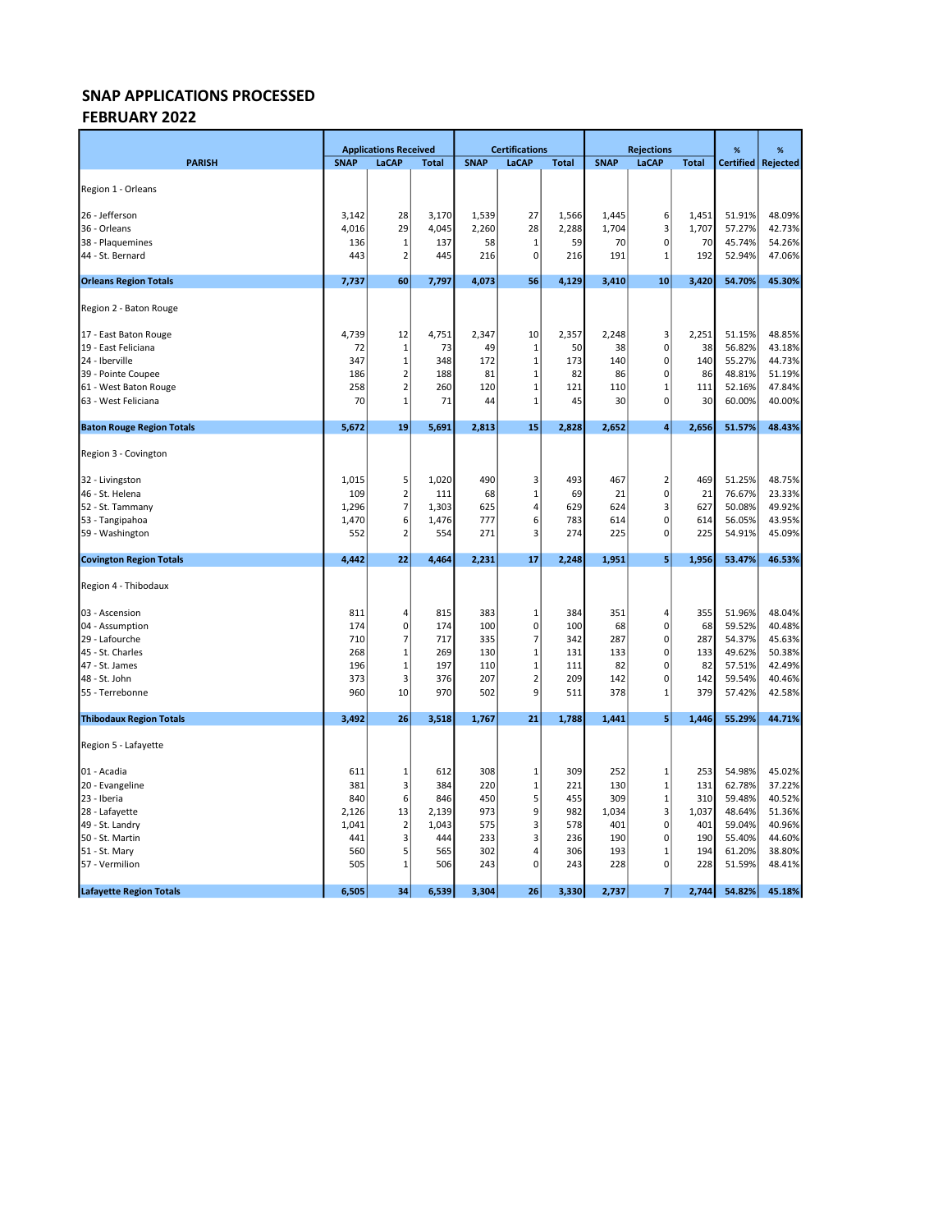## SNAP APPLICATIONS PROCESSED
## FEBRUARY 2022

| PARISH | Applications Received | | | Certifications | | | Rejections | | | % | % |
|---|---|---|---|---|---|---|---|---|---|---|---|
| | SNAP | LaCAP | Total | SNAP | LaCAP | Total | SNAP | LaCAP | Total | Certified | Rejected |
| Region 1 - Orleans | | | | | | | | | | | |
| 26 - Jefferson | 3,142 | 28 | 3,170 | 1,539 | 27 | 1,566 | 1,445 | 6 | 1,451 | 51.91% | 48.09% |
| 36 - Orleans | 4,016 | 29 | 4,045 | 2,260 | 28 | 2,288 | 1,704 | 3 | 1,707 | 57.27% | 42.73% |
| 38 - Plaquemines | 136 | 1 | 137 | 58 | 1 | 59 | 70 | 0 | 70 | 45.74% | 54.26% |
| 44 - St. Bernard | 443 | 2 | 445 | 216 | 0 | 216 | 191 | 1 | 192 | 52.94% | 47.06% |
| **Orleans Region Totals** | **7,737** | **60** | **7,797** | **4,073** | **56** | **4,129** | **3,410** | **10** | **3,420** | **54.70%** | **45.30%** |
| Region 2 - Baton Rouge | | | | | | | | | | | |
| 17 - East Baton Rouge | 4,739 | 12 | 4,751 | 2,347 | 10 | 2,357 | 2,248 | 3 | 2,251 | 51.15% | 48.85% |
| 19 - East Feliciana | 72 | 1 | 73 | 49 | 1 | 50 | 38 | 0 | 38 | 56.82% | 43.18% |
| 24 - Iberville | 347 | 1 | 348 | 172 | 1 | 173 | 140 | 0 | 140 | 55.27% | 44.73% |
| 39 - Pointe Coupee | 186 | 2 | 188 | 81 | 1 | 82 | 86 | 0 | 86 | 48.81% | 51.19% |
| 61 - West Baton Rouge | 258 | 2 | 260 | 120 | 1 | 121 | 110 | 1 | 111 | 52.16% | 47.84% |
| 63 - West Feliciana | 70 | 1 | 71 | 44 | 1 | 45 | 30 | 0 | 30 | 60.00% | 40.00% |
| **Baton Rouge Region Totals** | **5,672** | **19** | **5,691** | **2,813** | **15** | **2,828** | **2,652** | **4** | **2,656** | **51.57%** | **48.43%** |
| Region 3 - Covington | | | | | | | | | | | |
| 32 - Livingston | 1,015 | 5 | 1,020 | 490 | 3 | 493 | 467 | 2 | 469 | 51.25% | 48.75% |
| 46 - St. Helena | 109 | 2 | 111 | 68 | 1 | 69 | 21 | 0 | 21 | 76.67% | 23.33% |
| 52 - St. Tammany | 1,296 | 7 | 1,303 | 625 | 4 | 629 | 624 | 3 | 627 | 50.08% | 49.92% |
| 53 - Tangipahoa | 1,470 | 6 | 1,476 | 777 | 6 | 783 | 614 | 0 | 614 | 56.05% | 43.95% |
| 59 - Washington | 552 | 2 | 554 | 271 | 3 | 274 | 225 | 0 | 225 | 54.91% | 45.09% |
| **Covington Region Totals** | **4,442** | **22** | **4,464** | **2,231** | **17** | **2,248** | **1,951** | **5** | **1,956** | **53.47%** | **46.53%** |
| Region 4 - Thibodaux | | | | | | | | | | | |
| 03 - Ascension | 811 | 4 | 815 | 383 | 1 | 384 | 351 | 4 | 355 | 51.96% | 48.04% |
| 04 - Assumption | 174 | 0 | 174 | 100 | 0 | 100 | 68 | 0 | 68 | 59.52% | 40.48% |
| 29 - Lafourche | 710 | 7 | 717 | 335 | 7 | 342 | 287 | 0 | 287 | 54.37% | 45.63% |
| 45 - St. Charles | 268 | 1 | 269 | 130 | 1 | 131 | 133 | 0 | 133 | 49.62% | 50.38% |
| 47 - St. James | 196 | 1 | 197 | 110 | 1 | 111 | 82 | 0 | 82 | 57.51% | 42.49% |
| 48 - St. John | 373 | 3 | 376 | 207 | 2 | 209 | 142 | 0 | 142 | 59.54% | 40.46% |
| 55 - Terrebonne | 960 | 10 | 970 | 502 | 9 | 511 | 378 | 1 | 379 | 57.42% | 42.58% |
| **Thibodaux Region Totals** | **3,492** | **26** | **3,518** | **1,767** | **21** | **1,788** | **1,441** | **5** | **1,446** | **55.29%** | **44.71%** |
| Region 5 - Lafayette | | | | | | | | | | | |
| 01 - Acadia | 611 | 1 | 612 | 308 | 1 | 309 | 252 | 1 | 253 | 54.98% | 45.02% |
| 20 - Evangeline | 381 | 3 | 384 | 220 | 1 | 221 | 130 | 1 | 131 | 62.78% | 37.22% |
| 23 - Iberia | 840 | 6 | 846 | 450 | 5 | 455 | 309 | 1 | 310 | 59.48% | 40.52% |
| 28 - Lafayette | 2,126 | 13 | 2,139 | 973 | 9 | 982 | 1,034 | 3 | 1,037 | 48.64% | 51.36% |
| 49 - St. Landry | 1,041 | 2 | 1,043 | 575 | 3 | 578 | 401 | 0 | 401 | 59.04% | 40.96% |
| 50 - St. Martin | 441 | 3 | 444 | 233 | 3 | 236 | 190 | 0 | 190 | 55.40% | 44.60% |
| 51 - St. Mary | 560 | 5 | 565 | 302 | 4 | 306 | 193 | 1 | 194 | 61.20% | 38.80% |
| 57 - Vermilion | 505 | 1 | 506 | 243 | 0 | 243 | 228 | 0 | 228 | 51.59% | 48.41% |
| **Lafayette Region Totals** | **6,505** | **34** | **6,539** | **3,304** | **26** | **3,330** | **2,737** | **7** | **2,744** | **54.82%** | **45.18%** |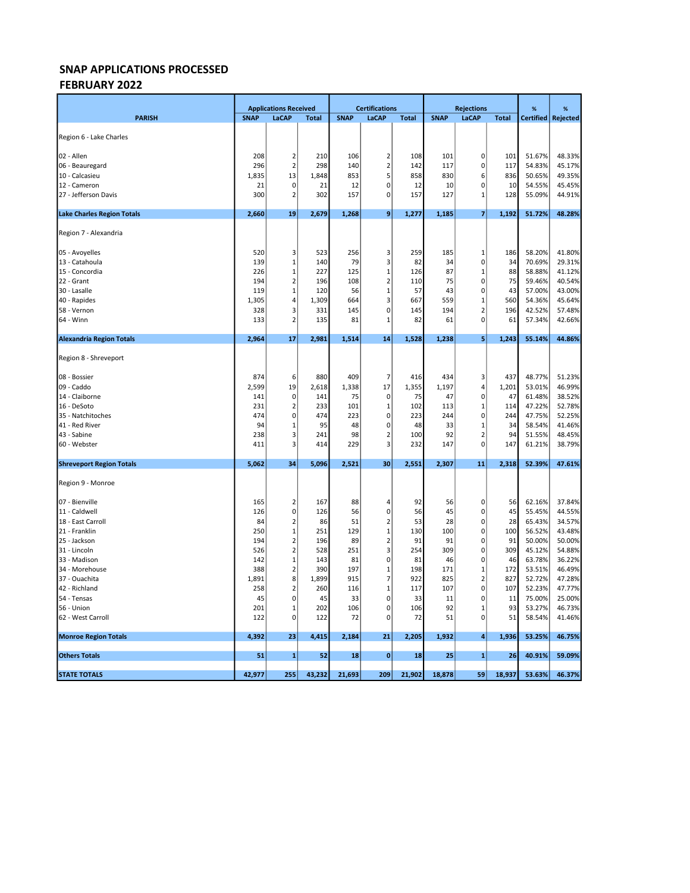# SNAP APPLICATIONS PROCESSED
## FEBRUARY 2022

| PARISH | Applications Received | | | Certifications | | | Rejections | | | % | % |
|---|---|---|---|---|---|---|---|---|---|---|---|
| | SNAP | LaCAP | Total | SNAP | LaCAP | Total | SNAP | LaCAP | Total | Certified | Rejected |
| Region 6 - Lake Charles | | | | | | | | | | | |
| 02 - Allen | 208 | 2 | 210 | 106 | 2 | 108 | 101 | 0 | 101 | 51.67% | 48.33% |
| 06 - Beauregard | 296 | 2 | 298 | 140 | 2 | 142 | 117 | 0 | 117 | 54.83% | 45.17% |
| 10 - Calcasieu | 1,835 | 13 | 1,848 | 853 | 5 | 858 | 830 | 6 | 836 | 50.65% | 49.35% |
| 12 - Cameron | 21 | 0 | 21 | 12 | 0 | 12 | 10 | 0 | 10 | 54.55% | 45.45% |
| 27 - Jefferson Davis | 300 | 2 | 302 | 157 | 0 | 157 | 127 | 1 | 128 | 55.09% | 44.91% |
| **Lake Charles Region Totals** | **2,660** | **19** | **2,679** | **1,268** | **9** | **1,277** | **1,185** | **7** | **1,192** | **51.72%** | **48.28%** |
| Region 7 - Alexandria | | | | | | | | | | | |
| 05 - Avoyelles | 520 | 3 | 523 | 256 | 3 | 259 | 185 | 1 | 186 | 58.20% | 41.80% |
| 13 - Catahoula | 139 | 1 | 140 | 79 | 3 | 82 | 34 | 0 | 34 | 70.69% | 29.31% |
| 15 - Concordia | 226 | 1 | 227 | 125 | 1 | 126 | 87 | 1 | 88 | 58.88% | 41.12% |
| 22 - Grant | 194 | 2 | 196 | 108 | 2 | 110 | 75 | 0 | 75 | 59.46% | 40.54% |
| 30 - Lasalle | 119 | 1 | 120 | 56 | 1 | 57 | 43 | 0 | 43 | 57.00% | 43.00% |
| 40 - Rapides | 1,305 | 4 | 1,309 | 664 | 3 | 667 | 559 | 1 | 560 | 54.36% | 45.64% |
| 58 - Vernon | 328 | 3 | 331 | 145 | 0 | 145 | 194 | 2 | 196 | 42.52% | 57.48% |
| 64 - Winn | 133 | 2 | 135 | 81 | 1 | 82 | 61 | 0 | 61 | 57.34% | 42.66% |
| **Alexandria Region Totals** | **2,964** | **17** | **2,981** | **1,514** | **14** | **1,528** | **1,238** | **5** | **1,243** | **55.14%** | **44.86%** |
| Region 8 - Shreveport | | | | | | | | | | | |
| 08 - Bossier | 874 | 6 | 880 | 409 | 7 | 416 | 434 | 3 | 437 | 48.77% | 51.23% |
| 09 - Caddo | 2,599 | 19 | 2,618 | 1,338 | 17 | 1,355 | 1,197 | 4 | 1,201 | 53.01% | 46.99% |
| 14 - Claiborne | 141 | 0 | 141 | 75 | 0 | 75 | 47 | 0 | 47 | 61.48% | 38.52% |
| 16 - DeSoto | 231 | 2 | 233 | 101 | 1 | 102 | 113 | 1 | 114 | 47.22% | 52.78% |
| 35 - Natchitoches | 474 | 0 | 474 | 223 | 0 | 223 | 244 | 0 | 244 | 47.75% | 52.25% |
| 41 - Red River | 94 | 1 | 95 | 48 | 0 | 48 | 33 | 1 | 34 | 58.54% | 41.46% |
| 43 - Sabine | 238 | 3 | 241 | 98 | 2 | 100 | 92 | 2 | 94 | 51.55% | 48.45% |
| 60 - Webster | 411 | 3 | 414 | 229 | 3 | 232 | 147 | 0 | 147 | 61.21% | 38.79% |
| **Shreveport Region Totals** | **5,062** | **34** | **5,096** | **2,521** | **30** | **2,551** | **2,307** | **11** | **2,318** | **52.39%** | **47.61%** |
| Region 9 - Monroe | | | | | | | | | | | |
| 07 - Bienville | 165 | 2 | 167 | 88 | 4 | 92 | 56 | 0 | 56 | 62.16% | 37.84% |
| 11 - Caldwell | 126 | 0 | 126 | 56 | 0 | 56 | 45 | 0 | 45 | 55.45% | 44.55% |
| 18 - East Carroll | 84 | 2 | 86 | 51 | 2 | 53 | 28 | 0 | 28 | 65.43% | 34.57% |
| 21 - Franklin | 250 | 1 | 251 | 129 | 1 | 130 | 100 | 0 | 100 | 56.52% | 43.48% |
| 25 - Jackson | 194 | 2 | 196 | 89 | 2 | 91 | 91 | 0 | 91 | 50.00% | 50.00% |
| 31 - Lincoln | 526 | 2 | 528 | 251 | 3 | 254 | 309 | 0 | 309 | 45.12% | 54.88% |
| 33 - Madison | 142 | 1 | 143 | 81 | 0 | 81 | 46 | 0 | 46 | 63.78% | 36.22% |
| 34 - Morehouse | 388 | 2 | 390 | 197 | 1 | 198 | 171 | 1 | 172 | 53.51% | 46.49% |
| 37 - Ouachita | 1,891 | 8 | 1,899 | 915 | 7 | 922 | 825 | 2 | 827 | 52.72% | 47.28% |
| 42 - Richland | 258 | 2 | 260 | 116 | 1 | 117 | 107 | 0 | 107 | 52.23% | 47.77% |
| 54 - Tensas | 45 | 0 | 45 | 33 | 0 | 33 | 11 | 0 | 11 | 75.00% | 25.00% |
| 56 - Union | 201 | 1 | 202 | 106 | 0 | 106 | 92 | 1 | 93 | 53.27% | 46.73% |
| 62 - West Carroll | 122 | 0 | 122 | 72 | 0 | 72 | 51 | 0 | 51 | 58.54% | 41.46% |
| **Monroe Region Totals** | **4,392** | **23** | **4,415** | **2,184** | **21** | **2,205** | **1,932** | **4** | **1,936** | **53.25%** | **46.75%** |
| **Others Totals** | **51** | **1** | **52** | **18** | **0** | **18** | **25** | **1** | **26** | **40.91%** | **59.09%** |
| **STATE TOTALS** | **42,977** | **255** | **43,232** | **21,693** | **209** | **21,902** | **18,878** | **59** | **18,937** | **53.63%** | **46.37%** |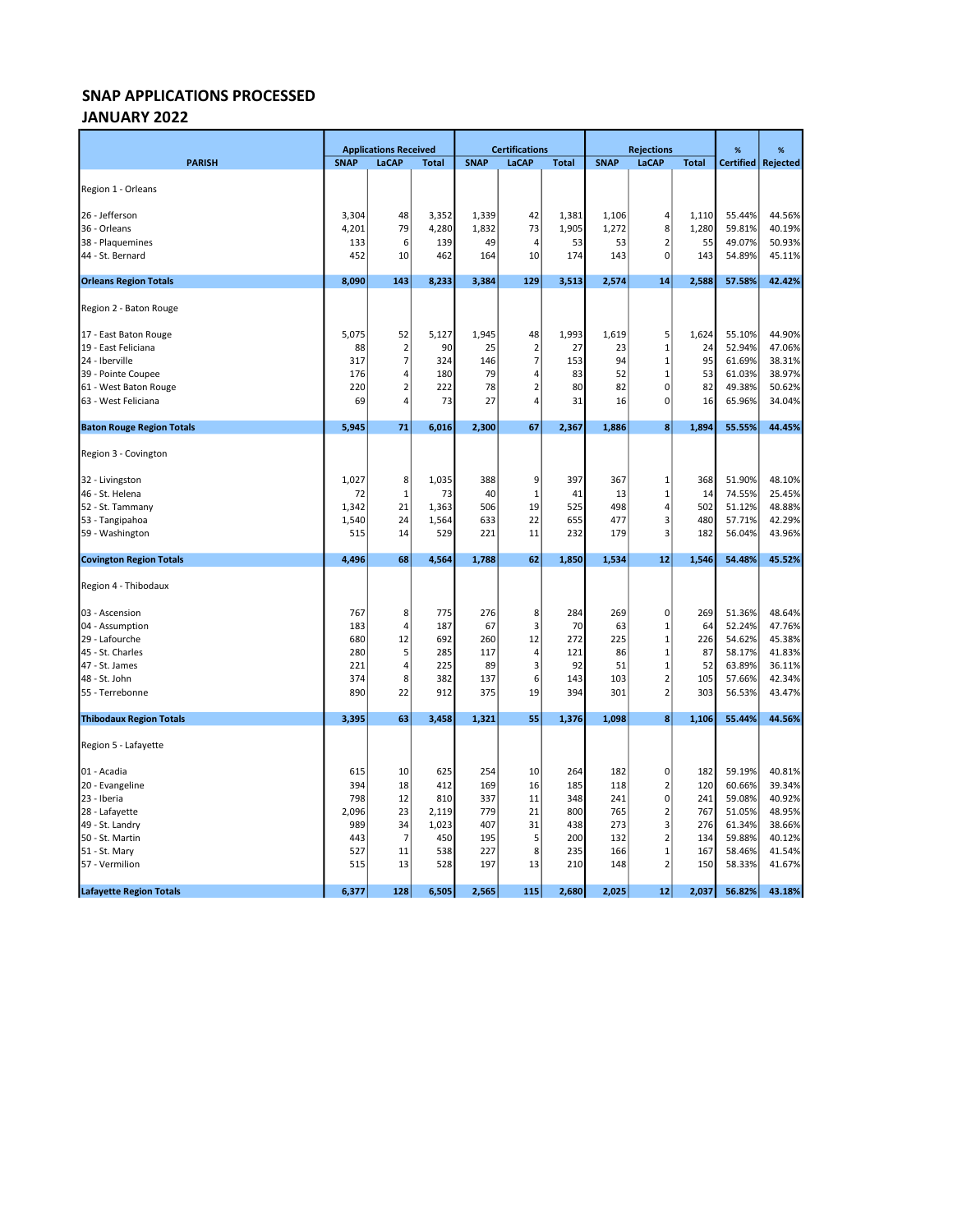## SNAP APPLICATIONS PROCESSED
## JANUARY 2022

| PARISH | Applications Received | | | Certifications | | | Rejections | | | % | % |
|---|---|---|---|---|---|---|---|---|---|---|---|
| | SNAP | LaCAP | Total | SNAP | LaCAP | Total | SNAP | LaCAP | Total | Certified | Rejected |
| Region 1 - Orleans | | | | | | | | | | | |
| 26 - Jefferson | 3,304 | 48 | 3,352 | 1,339 | 42 | 1,381 | 1,106 | 4 | 1,110 | 55.44% | 44.56% |
| 36 - Orleans | 4,201 | 79 | 4,280 | 1,832 | 73 | 1,905 | 1,272 | 8 | 1,280 | 59.81% | 40.19% |
| 38 - Plaquemines | 133 | 6 | 139 | 49 | 4 | 53 | 53 | 2 | 55 | 49.07% | 50.93% |
| 44 - St. Bernard | 452 | 10 | 462 | 164 | 10 | 174 | 143 | 0 | 143 | 54.89% | 45.11% |
| **Orleans Region Totals** | **8,090** | **143** | **8,233** | **3,384** | **129** | **3,513** | **2,574** | **14** | **2,588** | **57.58%** | **42.42%** |
| Region 2 - Baton Rouge | | | | | | | | | | | |
| 17 - East Baton Rouge | 5,075 | 52 | 5,127 | 1,945 | 48 | 1,993 | 1,619 | 5 | 1,624 | 55.10% | 44.90% |
| 19 - East Feliciana | 88 | 2 | 90 | 25 | 2 | 27 | 23 | 1 | 24 | 52.94% | 47.06% |
| 24 - Iberville | 317 | 7 | 324 | 146 | 7 | 153 | 94 | 1 | 95 | 61.69% | 38.31% |
| 39 - Pointe Coupee | 176 | 4 | 180 | 79 | 4 | 83 | 52 | 1 | 53 | 61.03% | 38.97% |
| 61 - West Baton Rouge | 220 | 2 | 222 | 78 | 2 | 80 | 82 | 0 | 82 | 49.38% | 50.62% |
| 63 - West Feliciana | 69 | 4 | 73 | 27 | 4 | 31 | 16 | 0 | 16 | 65.96% | 34.04% |
| **Baton Rouge Region Totals** | **5,945** | **71** | **6,016** | **2,300** | **67** | **2,367** | **1,886** | **8** | **1,894** | **55.55%** | **44.45%** |
| Region 3 - Covington | | | | | | | | | | | |
| 32 - Livingston | 1,027 | 8 | 1,035 | 388 | 9 | 397 | 367 | 1 | 368 | 51.90% | 48.10% |
| 46 - St. Helena | 72 | 1 | 73 | 40 | 1 | 41 | 13 | 1 | 14 | 74.55% | 25.45% |
| 52 - St. Tammany | 1,342 | 21 | 1,363 | 506 | 19 | 525 | 498 | 4 | 502 | 51.12% | 48.88% |
| 53 - Tangipahoa | 1,540 | 24 | 1,564 | 633 | 22 | 655 | 477 | 3 | 480 | 57.71% | 42.29% |
| 59 - Washington | 515 | 14 | 529 | 221 | 11 | 232 | 179 | 3 | 182 | 56.04% | 43.96% |
| **Covington Region Totals** | **4,496** | **68** | **4,564** | **1,788** | **62** | **1,850** | **1,534** | **12** | **1,546** | **54.48%** | **45.52%** |
| Region 4 - Thibodaux | | | | | | | | | | | |
| 03 - Ascension | 767 | 8 | 775 | 276 | 8 | 284 | 269 | 0 | 269 | 51.36% | 48.64% |
| 04 - Assumption | 183 | 4 | 187 | 67 | 3 | 70 | 63 | 1 | 64 | 52.24% | 47.76% |
| 29 - Lafourche | 680 | 12 | 692 | 260 | 12 | 272 | 225 | 1 | 226 | 54.62% | 45.38% |
| 45 - St. Charles | 280 | 5 | 285 | 117 | 4 | 121 | 86 | 1 | 87 | 58.17% | 41.83% |
| 47 - St. James | 221 | 4 | 225 | 89 | 3 | 92 | 51 | 1 | 52 | 63.89% | 36.11% |
| 48 - St. John | 374 | 8 | 382 | 137 | 6 | 143 | 103 | 2 | 105 | 57.66% | 42.34% |
| 55 - Terrebonne | 890 | 22 | 912 | 375 | 19 | 394 | 301 | 2 | 303 | 56.53% | 43.47% |
| **Thibodaux Region Totals** | **3,395** | **63** | **3,458** | **1,321** | **55** | **1,376** | **1,098** | **8** | **1,106** | **55.44%** | **44.56%** |
| Region 5 - Lafayette | | | | | | | | | | | |
| 01 - Acadia | 615 | 10 | 625 | 254 | 10 | 264 | 182 | 0 | 182 | 59.19% | 40.81% |
| 20 - Evangeline | 394 | 18 | 412 | 169 | 16 | 185 | 118 | 2 | 120 | 60.66% | 39.34% |
| 23 - Iberia | 798 | 12 | 810 | 337 | 11 | 348 | 241 | 0 | 241 | 59.08% | 40.92% |
| 28 - Lafayette | 2,096 | 23 | 2,119 | 779 | 21 | 800 | 765 | 2 | 767 | 51.05% | 48.95% |
| 49 - St. Landry | 989 | 34 | 1,023 | 407 | 31 | 438 | 273 | 3 | 276 | 61.34% | 38.66% |
| 50 - St. Martin | 443 | 7 | 450 | 195 | 5 | 200 | 132 | 2 | 134 | 59.88% | 40.12% |
| 51 - St. Mary | 527 | 11 | 538 | 227 | 8 | 235 | 166 | 1 | 167 | 58.46% | 41.54% |
| 57 - Vermilion | 515 | 13 | 528 | 197 | 13 | 210 | 148 | 2 | 150 | 58.33% | 41.67% |
| **Lafayette Region Totals** | **6,377** | **128** | **6,505** | **2,565** | **115** | **2,680** | **2,025** | **12** | **2,037** | **56.82%** | **43.18%** |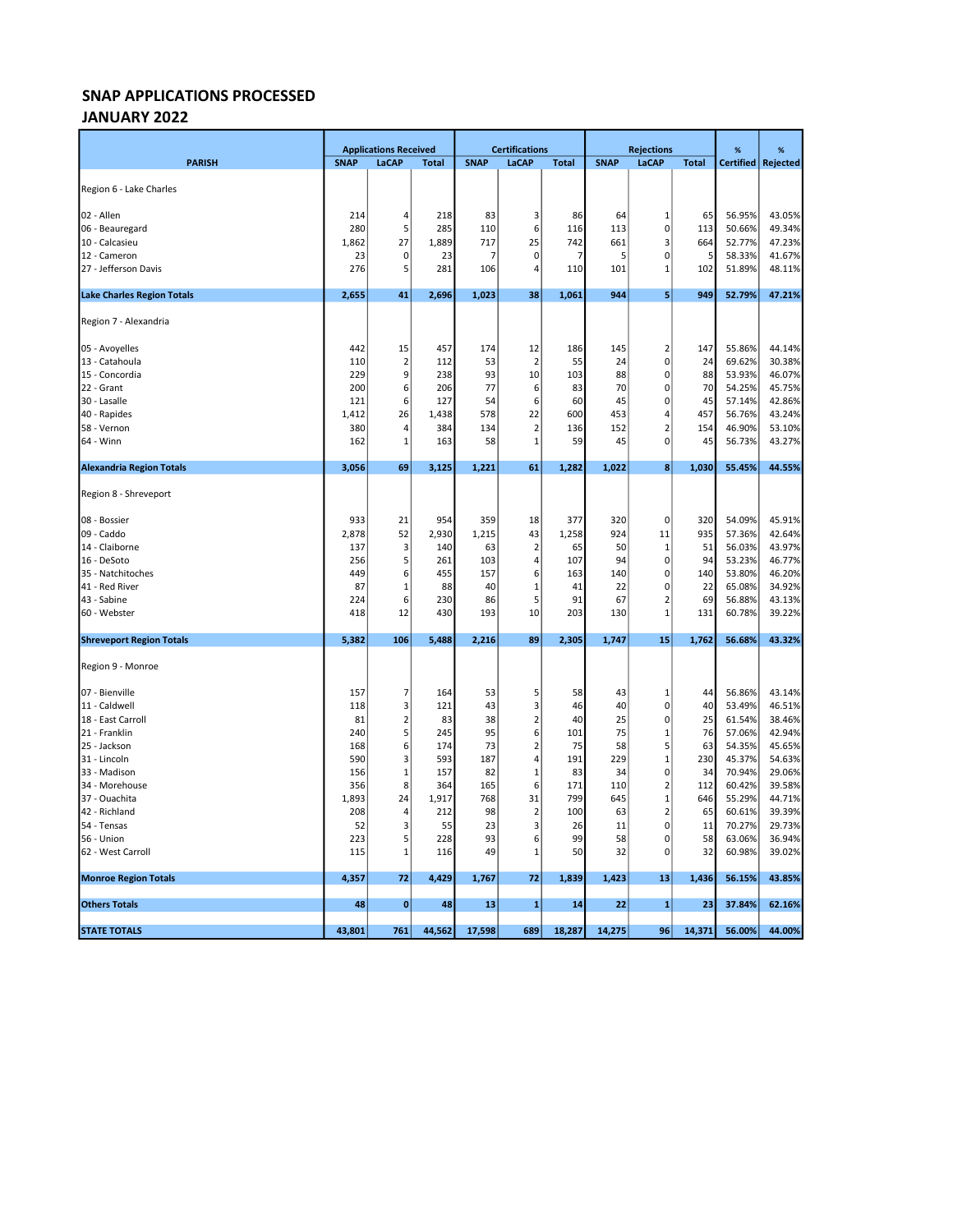## SNAP APPLICATIONS PROCESSED
## JANUARY 2022

| PARISH | Applications Received | | | Certifications | | | Rejections | | | % | % |
|---|---|---|---|---|---|---|---|---|---|---|---|
| | SNAP | LaCAP | Total | SNAP | LaCAP | Total | SNAP | LaCAP | Total | Certified | Rejected |
| Region 6 - Lake Charles | | | | | | | | | | | |
| 02 - Allen | 214 | 4 | 218 | 83 | 3 | 86 | 64 | 1 | 65 | 56.95% | 43.05% |
| 06 - Beauregard | 280 | 5 | 285 | 110 | 6 | 116 | 113 | 0 | 113 | 50.66% | 49.34% |
| 10 - Calcasieu | 1,862 | 27 | 1,889 | 717 | 25 | 742 | 661 | 3 | 664 | 52.77% | 47.23% |
| 12 - Cameron | 23 | 0 | 23 | 7 | 0 | 7 | 5 | 0 | 5 | 58.33% | 41.67% |
| 27 - Jefferson Davis | 276 | 5 | 281 | 106 | 4 | 110 | 101 | 1 | 102 | 51.89% | 48.11% |
| **Lake Charles Region Totals** | **2,655** | **41** | **2,696** | **1,023** | **38** | **1,061** | **944** | **5** | **949** | **52.79%** | **47.21%** |
| Region 7 - Alexandria | | | | | | | | | | | |
| 05 - Avoyelles | 442 | 15 | 457 | 174 | 12 | 186 | 145 | 2 | 147 | 55.86% | 44.14% |
| 13 - Catahoula | 110 | 2 | 112 | 53 | 2 | 55 | 24 | 0 | 24 | 69.62% | 30.38% |
| 15 - Concordia | 229 | 9 | 238 | 93 | 10 | 103 | 88 | 0 | 88 | 53.93% | 46.07% |
| 22 - Grant | 200 | 6 | 206 | 77 | 6 | 83 | 70 | 0 | 70 | 54.25% | 45.75% |
| 30 - Lasalle | 121 | 6 | 127 | 54 | 6 | 60 | 45 | 0 | 45 | 57.14% | 42.86% |
| 40 - Rapides | 1,412 | 26 | 1,438 | 578 | 22 | 600 | 453 | 4 | 457 | 56.76% | 43.24% |
| 58 - Vernon | 380 | 4 | 384 | 134 | 2 | 136 | 152 | 2 | 154 | 46.90% | 53.10% |
| 64 - Winn | 162 | 1 | 163 | 58 | 1 | 59 | 45 | 0 | 45 | 56.73% | 43.27% |
| **Alexandria Region Totals** | **3,056** | **69** | **3,125** | **1,221** | **61** | **1,282** | **1,022** | **8** | **1,030** | **55.45%** | **44.55%** |
| Region 8 - Shreveport | | | | | | | | | | | |
| 08 - Bossier | 933 | 21 | 954 | 359 | 18 | 377 | 320 | 0 | 320 | 54.09% | 45.91% |
| 09 - Caddo | 2,878 | 52 | 2,930 | 1,215 | 43 | 1,258 | 924 | 11 | 935 | 57.36% | 42.64% |
| 14 - Claiborne | 137 | 3 | 140 | 63 | 2 | 65 | 50 | 1 | 51 | 56.03% | 43.97% |
| 16 - DeSoto | 256 | 5 | 261 | 103 | 4 | 107 | 94 | 0 | 94 | 53.23% | 46.77% |
| 35 - Natchitoches | 449 | 6 | 455 | 157 | 6 | 163 | 140 | 0 | 140 | 53.80% | 46.20% |
| 41 - Red River | 87 | 1 | 88 | 40 | 1 | 41 | 22 | 0 | 22 | 65.08% | 34.92% |
| 43 - Sabine | 224 | 6 | 230 | 86 | 5 | 91 | 67 | 2 | 69 | 56.88% | 43.13% |
| 60 - Webster | 418 | 12 | 430 | 193 | 10 | 203 | 130 | 1 | 131 | 60.78% | 39.22% |
| **Shreveport Region Totals** | **5,382** | **106** | **5,488** | **2,216** | **89** | **2,305** | **1,747** | **15** | **1,762** | **56.68%** | **43.32%** |
| Region 9 - Monroe | | | | | | | | | | | |
| 07 - Bienville | 157 | 7 | 164 | 53 | 5 | 58 | 43 | 1 | 44 | 56.86% | 43.14% |
| 11 - Caldwell | 118 | 3 | 121 | 43 | 3 | 46 | 40 | 0 | 40 | 53.49% | 46.51% |
| 18 - East Carroll | 81 | 2 | 83 | 38 | 2 | 40 | 25 | 0 | 25 | 61.54% | 38.46% |
| 21 - Franklin | 240 | 5 | 245 | 95 | 6 | 101 | 75 | 1 | 76 | 57.06% | 42.94% |
| 25 - Jackson | 168 | 6 | 174 | 73 | 2 | 75 | 58 | 5 | 63 | 54.35% | 45.65% |
| 31 - Lincoln | 590 | 3 | 593 | 187 | 4 | 191 | 229 | 1 | 230 | 45.37% | 54.63% |
| 33 - Madison | 156 | 1 | 157 | 82 | 1 | 83 | 34 | 0 | 34 | 70.94% | 29.06% |
| 34 - Morehouse | 356 | 8 | 364 | 165 | 6 | 171 | 110 | 2 | 112 | 60.42% | 39.58% |
| 37 - Ouachita | 1,893 | 24 | 1,917 | 768 | 31 | 799 | 645 | 1 | 646 | 55.29% | 44.71% |
| 42 - Richland | 208 | 4 | 212 | 98 | 2 | 100 | 63 | 2 | 65 | 60.61% | 39.39% |
| 54 - Tensas | 52 | 3 | 55 | 23 | 3 | 26 | 11 | 0 | 11 | 70.27% | 29.73% |
| 56 - Union | 223 | 5 | 228 | 93 | 6 | 99 | 58 | 0 | 58 | 63.06% | 36.94% |
| 62 - West Carroll | 115 | 1 | 116 | 49 | 1 | 50 | 32 | 0 | 32 | 60.98% | 39.02% |
| **Monroe Region Totals** | **4,357** | **72** | **4,429** | **1,767** | **72** | **1,839** | **1,423** | **13** | **1,436** | **56.15%** | **43.85%** |
| **Others Totals** | **48** | **0** | **48** | **13** | **1** | **14** | **22** | **1** | **23** | **37.84%** | **62.16%** |
| **STATE TOTALS** | **43,801** | **761** | **44,562** | **17,598** | **689** | **18,287** | **14,275** | **96** | **14,371** | **56.00%** | **44.00%** |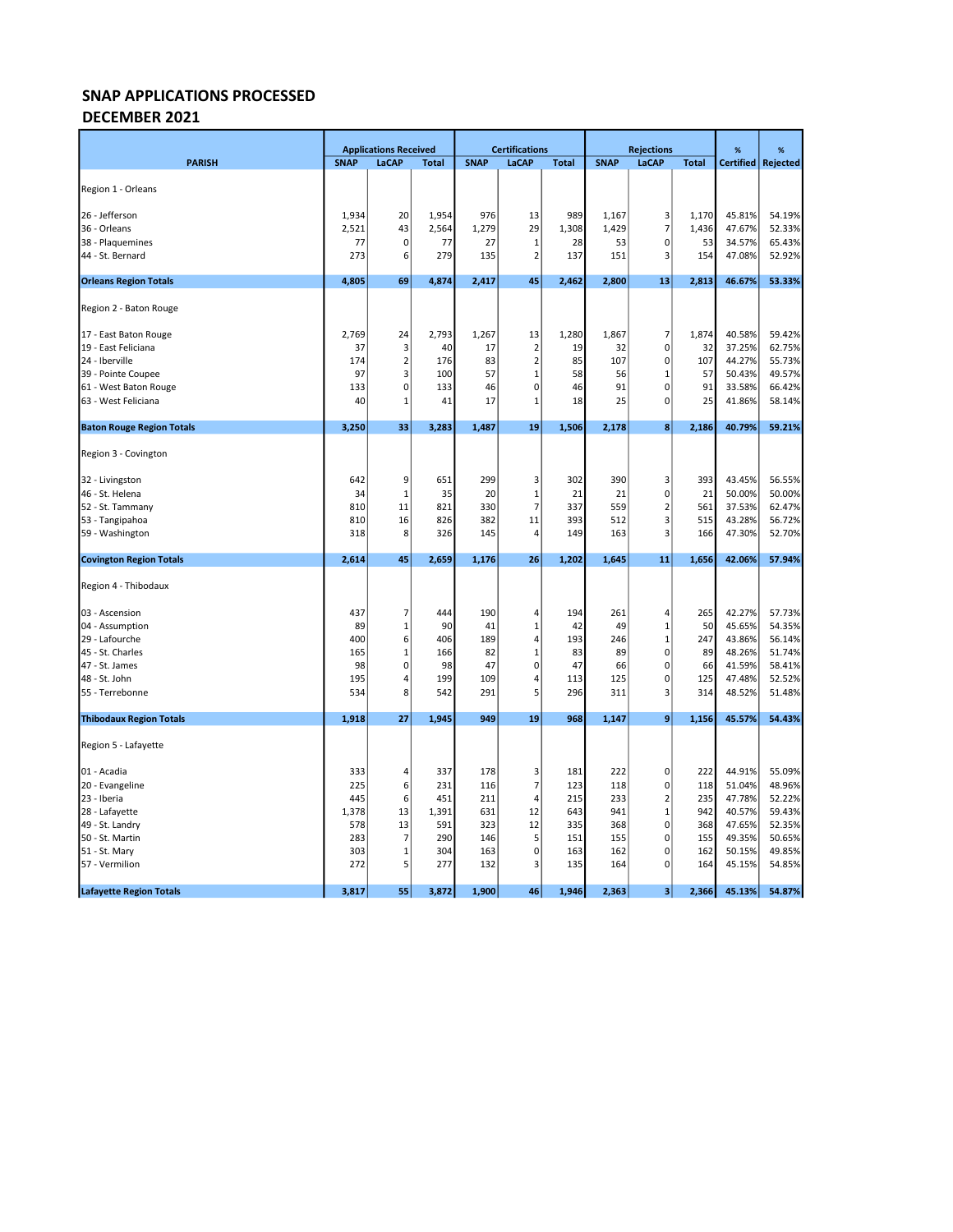## SNAP APPLICATIONS PROCESSED
## DECEMBER 2021

| PARISH | Applications Received | | | Certifications | | | Rejections | | | % | % |
|---|---|---|---|---|---|---|---|---|---|---|---|
| | SNAP | LaCAP | Total | SNAP | LaCAP | Total | SNAP | LaCAP | Total | Certified | Rejected |
| Region 1 - Orleans | | | | | | | | | | | |
| 26 - Jefferson | 1,934 | 20 | 1,954 | 976 | 13 | 989 | 1,167 | 3 | 1,170 | 45.81% | 54.19% |
| 36 - Orleans | 2,521 | 43 | 2,564 | 1,279 | 29 | 1,308 | 1,429 | 7 | 1,436 | 47.67% | 52.33% |
| 38 - Plaquemines | 77 | 0 | 77 | 27 | 1 | 28 | 53 | 0 | 53 | 34.57% | 65.43% |
| 44 - St. Bernard | 273 | 6 | 279 | 135 | 2 | 137 | 151 | 3 | 154 | 47.08% | 52.92% |
| **Orleans Region Totals** | **4,805** | **69** | **4,874** | **2,417** | **45** | **2,462** | **2,800** | **13** | **2,813** | **46.67%** | **53.33%** |
| Region 2 - Baton Rouge | | | | | | | | | | | |
| 17 - East Baton Rouge | 2,769 | 24 | 2,793 | 1,267 | 13 | 1,280 | 1,867 | 7 | 1,874 | 40.58% | 59.42% |
| 19 - East Feliciana | 37 | 3 | 40 | 17 | 2 | 19 | 32 | 0 | 32 | 37.25% | 62.75% |
| 24 - Iberville | 174 | 2 | 176 | 83 | 2 | 85 | 107 | 0 | 107 | 44.27% | 55.73% |
| 39 - Pointe Coupee | 97 | 3 | 100 | 57 | 1 | 58 | 56 | 1 | 57 | 50.43% | 49.57% |
| 61 - West Baton Rouge | 133 | 0 | 133 | 46 | 0 | 46 | 91 | 0 | 91 | 33.58% | 66.42% |
| 63 - West Feliciana | 40 | 1 | 41 | 17 | 1 | 18 | 25 | 0 | 25 | 41.86% | 58.14% |
| **Baton Rouge Region Totals** | **3,250** | **33** | **3,283** | **1,487** | **19** | **1,506** | **2,178** | **8** | **2,186** | **40.79%** | **59.21%** |
| Region 3 - Covington | | | | | | | | | | | |
| 32 - Livingston | 642 | 9 | 651 | 299 | 3 | 302 | 390 | 3 | 393 | 43.45% | 56.55% |
| 46 - St. Helena | 34 | 1 | 35 | 20 | 1 | 21 | 21 | 0 | 21 | 50.00% | 50.00% |
| 52 - St. Tammany | 810 | 11 | 821 | 330 | 7 | 337 | 559 | 2 | 561 | 37.53% | 62.47% |
| 53 - Tangipahoa | 810 | 16 | 826 | 382 | 11 | 393 | 512 | 3 | 515 | 43.28% | 56.72% |
| 59 - Washington | 318 | 8 | 326 | 145 | 4 | 149 | 163 | 3 | 166 | 47.30% | 52.70% |
| **Covington Region Totals** | **2,614** | **45** | **2,659** | **1,176** | **26** | **1,202** | **1,645** | **11** | **1,656** | **42.06%** | **57.94%** |
| Region 4 - Thibodaux | | | | | | | | | | | |
| 03 - Ascension | 437 | 7 | 444 | 190 | 4 | 194 | 261 | 4 | 265 | 42.27% | 57.73% |
| 04 - Assumption | 89 | 1 | 90 | 41 | 1 | 42 | 49 | 1 | 50 | 45.65% | 54.35% |
| 29 - Lafourche | 400 | 6 | 406 | 189 | 4 | 193 | 246 | 1 | 247 | 43.86% | 56.14% |
| 45 - St. Charles | 165 | 1 | 166 | 82 | 1 | 83 | 89 | 0 | 89 | 48.26% | 51.74% |
| 47 - St. James | 98 | 0 | 98 | 47 | 0 | 47 | 66 | 0 | 66 | 41.59% | 58.41% |
| 48 - St. John | 195 | 4 | 199 | 109 | 4 | 113 | 125 | 0 | 125 | 47.48% | 52.52% |
| 55 - Terrebonne | 534 | 8 | 542 | 291 | 5 | 296 | 311 | 3 | 314 | 48.52% | 51.48% |
| **Thibodaux Region Totals** | **1,918** | **27** | **1,945** | **949** | **19** | **968** | **1,147** | **9** | **1,156** | **45.57%** | **54.43%** |
| Region 5 - Lafayette | | | | | | | | | | | |
| 01 - Acadia | 333 | 4 | 337 | 178 | 3 | 181 | 222 | 0 | 222 | 44.91% | 55.09% |
| 20 - Evangeline | 225 | 6 | 231 | 116 | 7 | 123 | 118 | 0 | 118 | 51.04% | 48.96% |
| 23 - Iberia | 445 | 6 | 451 | 211 | 4 | 215 | 233 | 2 | 235 | 47.78% | 52.22% |
| 28 - Lafayette | 1,378 | 13 | 1,391 | 631 | 12 | 643 | 941 | 1 | 942 | 40.57% | 59.43% |
| 49 - St. Landry | 578 | 13 | 591 | 323 | 12 | 335 | 368 | 0 | 368 | 47.65% | 52.35% |
| 50 - St. Martin | 283 | 7 | 290 | 146 | 5 | 151 | 155 | 0 | 155 | 49.35% | 50.65% |
| 51 - St. Mary | 303 | 1 | 304 | 163 | 0 | 163 | 162 | 0 | 162 | 50.15% | 49.85% |
| 57 - Vermilion | 272 | 5 | 277 | 132 | 3 | 135 | 164 | 0 | 164 | 45.15% | 54.85% |
| **Lafayette Region Totals** | **3,817** | **55** | **3,872** | **1,900** | **46** | **1,946** | **2,363** | **3** | **2,366** | **45.13%** | **54.87%** |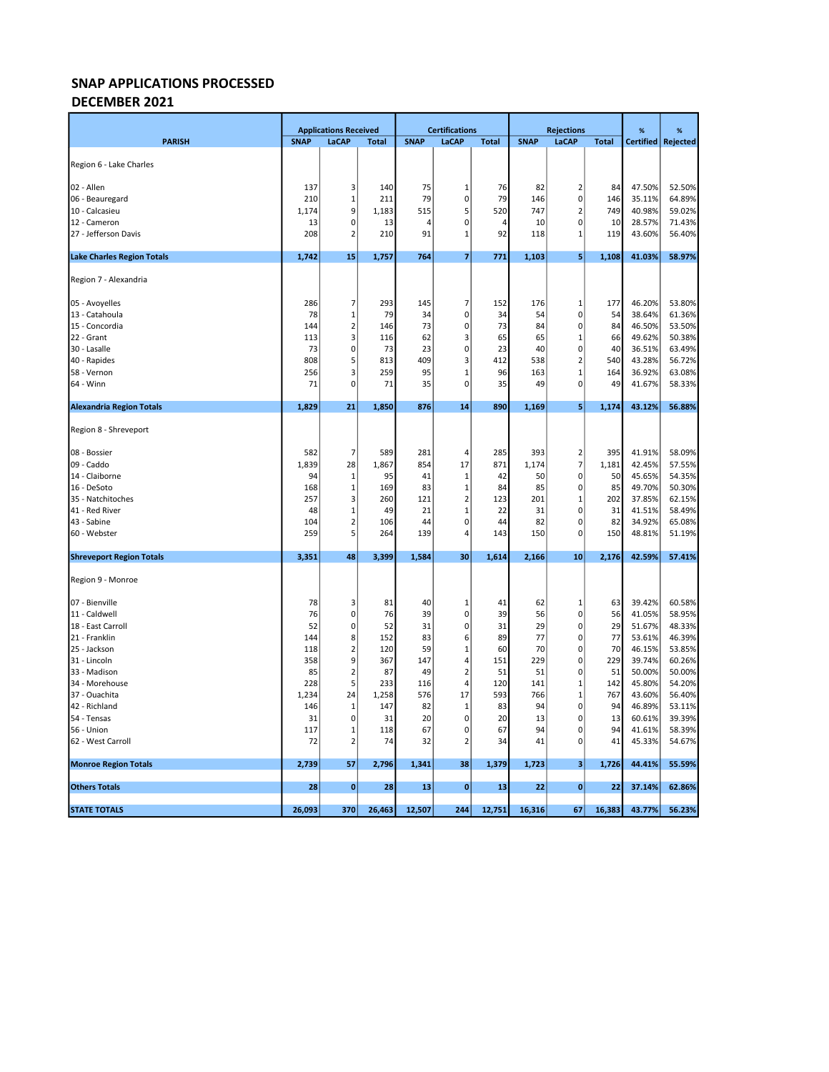# SNAP APPLICATIONS PROCESSED
## DECEMBER 2021

| PARISH | Applications Received | | | Certifications | | | Rejections | | | % | % |
|---|---|---|---|---|---|---|---|---|---|---|---|
| | SNAP | LaCAP | Total | SNAP | LaCAP | Total | SNAP | LaCAP | Total | Certified | Rejected |
| Region 6 - Lake Charles | | | | | | | | | | | |
| 02 - Allen | 137 | 3 | 140 | 75 | 1 | 76 | 82 | 2 | 84 | 47.50% | 52.50% |
| 06 - Beauregard | 210 | 1 | 211 | 79 | 0 | 79 | 146 | 0 | 146 | 35.11% | 64.89% |
| 10 - Calcasieu | 1,174 | 9 | 1,183 | 515 | 5 | 520 | 747 | 2 | 749 | 40.98% | 59.02% |
| 12 - Cameron | 13 | 0 | 13 | 4 | 0 | 4 | 10 | 0 | 10 | 28.57% | 71.43% |
| 27 - Jefferson Davis | 208 | 2 | 210 | 91 | 1 | 92 | 118 | 1 | 119 | 43.60% | 56.40% |
| **Lake Charles Region Totals** | **1,742** | **15** | **1,757** | **764** | **7** | **771** | **1,103** | **5** | **1,108** | **41.03%** | **58.97%** |
| Region 7 - Alexandria | | | | | | | | | | | |
| 05 - Avoyelles | 286 | 7 | 293 | 145 | 7 | 152 | 176 | 1 | 177 | 46.20% | 53.80% |
| 13 - Catahoula | 78 | 1 | 79 | 34 | 0 | 34 | 54 | 0 | 54 | 38.64% | 61.36% |
| 15 - Concordia | 144 | 2 | 146 | 73 | 0 | 73 | 84 | 0 | 84 | 46.50% | 53.50% |
| 22 - Grant | 113 | 3 | 116 | 62 | 3 | 65 | 65 | 1 | 66 | 49.62% | 50.38% |
| 30 - Lasalle | 73 | 0 | 73 | 23 | 0 | 23 | 40 | 0 | 40 | 36.51% | 63.49% |
| 40 - Rapides | 808 | 5 | 813 | 409 | 3 | 412 | 538 | 2 | 540 | 43.28% | 56.72% |
| 58 - Vernon | 256 | 3 | 259 | 95 | 1 | 96 | 163 | 1 | 164 | 36.92% | 63.08% |
| 64 - Winn | 71 | 0 | 71 | 35 | 0 | 35 | 49 | 0 | 49 | 41.67% | 58.33% |
| **Alexandria Region Totals** | **1,829** | **21** | **1,850** | **876** | **14** | **890** | **1,169** | **5** | **1,174** | **43.12%** | **56.88%** |
| Region 8 - Shreveport | | | | | | | | | | | |
| 08 - Bossier | 582 | 7 | 589 | 281 | 4 | 285 | 393 | 2 | 395 | 41.91% | 58.09% |
| 09 - Caddo | 1,839 | 28 | 1,867 | 854 | 17 | 871 | 1,174 | 7 | 1,181 | 42.45% | 57.55% |
| 14 - Claiborne | 94 | 1 | 95 | 41 | 1 | 42 | 50 | 0 | 50 | 45.65% | 54.35% |
| 16 - DeSoto | 168 | 1 | 169 | 83 | 1 | 84 | 85 | 0 | 85 | 49.70% | 50.30% |
| 35 - Natchitoches | 257 | 3 | 260 | 121 | 2 | 123 | 201 | 1 | 202 | 37.85% | 62.15% |
| 41 - Red River | 48 | 1 | 49 | 21 | 1 | 22 | 31 | 0 | 31 | 41.51% | 58.49% |
| 43 - Sabine | 104 | 2 | 106 | 44 | 0 | 44 | 82 | 0 | 82 | 34.92% | 65.08% |
| 60 - Webster | 259 | 5 | 264 | 139 | 4 | 143 | 150 | 0 | 150 | 48.81% | 51.19% |
| **Shreveport Region Totals** | **3,351** | **48** | **3,399** | **1,584** | **30** | **1,614** | **2,166** | **10** | **2,176** | **42.59%** | **57.41%** |
| Region 9 - Monroe | | | | | | | | | | | |
| 07 - Bienville | 78 | 3 | 81 | 40 | 1 | 41 | 62 | 1 | 63 | 39.42% | 60.58% |
| 11 - Caldwell | 76 | 0 | 76 | 39 | 0 | 39 | 56 | 0 | 56 | 41.05% | 58.95% |
| 18 - East Carroll | 52 | 0 | 52 | 31 | 0 | 31 | 29 | 0 | 29 | 51.67% | 48.33% |
| 21 - Franklin | 144 | 8 | 152 | 83 | 6 | 89 | 77 | 0 | 77 | 53.61% | 46.39% |
| 25 - Jackson | 118 | 2 | 120 | 59 | 1 | 60 | 70 | 0 | 70 | 46.15% | 53.85% |
| 31 - Lincoln | 358 | 9 | 367 | 147 | 4 | 151 | 229 | 0 | 229 | 39.74% | 60.26% |
| 33 - Madison | 85 | 2 | 87 | 49 | 2 | 51 | 51 | 0 | 51 | 50.00% | 50.00% |
| 34 - Morehouse | 228 | 5 | 233 | 116 | 4 | 120 | 141 | 1 | 142 | 45.80% | 54.20% |
| 37 - Ouachita | 1,234 | 24 | 1,258 | 576 | 17 | 593 | 766 | 1 | 767 | 43.60% | 56.40% |
| 42 - Richland | 146 | 1 | 147 | 82 | 1 | 83 | 94 | 0 | 94 | 46.89% | 53.11% |
| 54 - Tensas | 31 | 0 | 31 | 20 | 0 | 20 | 13 | 0 | 13 | 60.61% | 39.39% |
| 56 - Union | 117 | 1 | 118 | 67 | 0 | 67 | 94 | 0 | 94 | 41.61% | 58.39% |
| 62 - West Carroll | 72 | 2 | 74 | 32 | 2 | 34 | 41 | 0 | 41 | 45.33% | 54.67% |
| **Monroe Region Totals** | **2,739** | **57** | **2,796** | **1,341** | **38** | **1,379** | **1,723** | **3** | **1,726** | **44.41%** | **55.59%** |
| **Others Totals** | **28** | **0** | **28** | **13** | **0** | **13** | **22** | **0** | **22** | **37.14%** | **62.86%** |
| **STATE TOTALS** | **26,093** | **370** | **26,463** | **12,507** | **244** | **12,751** | **16,316** | **67** | **16,383** | **43.77%** | **56.23%** |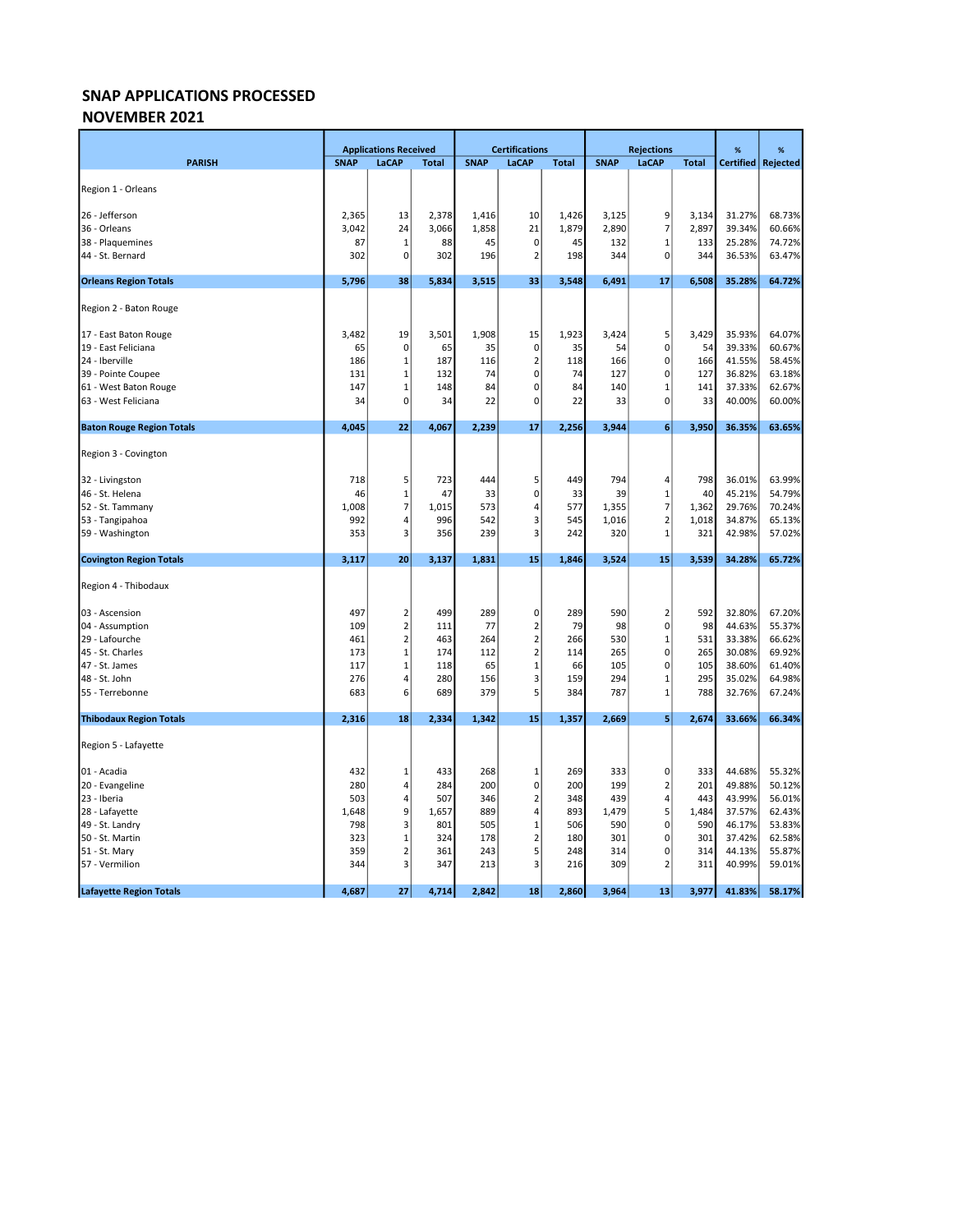## SNAP APPLICATIONS PROCESSED
## NOVEMBER 2021

| PARISH | Applications Received | | | Certifications | | | Rejections | | | % Certified | % Rejected |
|---|---|---|---|---|---|---|---|---|---|---|---|
| | SNAP | LaCAP | Total | SNAP | LaCAP | Total | SNAP | LaCAP | Total | | |
| Region 1 - Orleans | | | | | | | | | | | |
| 26 - Jefferson | 2,365 | 13 | 2,378 | 1,416 | 10 | 1,426 | 3,125 | 9 | 3,134 | 31.27% | 68.73% |
| 36 - Orleans | 3,042 | 24 | 3,066 | 1,858 | 21 | 1,879 | 2,890 | 7 | 2,897 | 39.34% | 60.66% |
| 38 - Plaquemines | 87 | 1 | 88 | 45 | 0 | 45 | 132 | 1 | 133 | 25.28% | 74.72% |
| 44 - St. Bernard | 302 | 0 | 302 | 196 | 2 | 198 | 344 | 0 | 344 | 36.53% | 63.47% |
| **Orleans Region Totals** | **5,796** | **38** | **5,834** | **3,515** | **33** | **3,548** | **6,491** | **17** | **6,508** | **35.28%** | **64.72%** |
| Region 2 - Baton Rouge | | | | | | | | | | | |
| 17 - East Baton Rouge | 3,482 | 19 | 3,501 | 1,908 | 15 | 1,923 | 3,424 | 5 | 3,429 | 35.93% | 64.07% |
| 19 - East Feliciana | 65 | 0 | 65 | 35 | 0 | 35 | 54 | 0 | 54 | 39.33% | 60.67% |
| 24 - Iberville | 186 | 1 | 187 | 116 | 2 | 118 | 166 | 0 | 166 | 41.55% | 58.45% |
| 39 - Pointe Coupee | 131 | 1 | 132 | 74 | 0 | 74 | 127 | 0 | 127 | 36.82% | 63.18% |
| 61 - West Baton Rouge | 147 | 1 | 148 | 84 | 0 | 84 | 140 | 1 | 141 | 37.33% | 62.67% |
| 63 - West Feliciana | 34 | 0 | 34 | 22 | 0 | 22 | 33 | 0 | 33 | 40.00% | 60.00% |
| **Baton Rouge Region Totals** | **4,045** | **22** | **4,067** | **2,239** | **17** | **2,256** | **3,944** | **6** | **3,950** | **36.35%** | **63.65%** |
| Region 3 - Covington | | | | | | | | | | | |
| 32 - Livingston | 718 | 5 | 723 | 444 | 5 | 449 | 794 | 4 | 798 | 36.01% | 63.99% |
| 46 - St. Helena | 46 | 1 | 47 | 33 | 0 | 33 | 39 | 1 | 40 | 45.21% | 54.79% |
| 52 - St. Tammany | 1,008 | 7 | 1,015 | 573 | 4 | 577 | 1,355 | 7 | 1,362 | 29.76% | 70.24% |
| 53 - Tangipahoa | 992 | 4 | 996 | 542 | 3 | 545 | 1,016 | 2 | 1,018 | 34.87% | 65.13% |
| 59 - Washington | 353 | 3 | 356 | 239 | 3 | 242 | 320 | 1 | 321 | 42.98% | 57.02% |
| **Covington Region Totals** | **3,117** | **20** | **3,137** | **1,831** | **15** | **1,846** | **3,524** | **15** | **3,539** | **34.28%** | **65.72%** |
| Region 4 - Thibodaux | | | | | | | | | | | |
| 03 - Ascension | 497 | 2 | 499 | 289 | 0 | 289 | 590 | 2 | 592 | 32.80% | 67.20% |
| 04 - Assumption | 109 | 2 | 111 | 77 | 2 | 79 | 98 | 0 | 98 | 44.63% | 55.37% |
| 29 - Lafourche | 461 | 2 | 463 | 264 | 2 | 266 | 530 | 1 | 531 | 33.38% | 66.62% |
| 45 - St. Charles | 173 | 1 | 174 | 112 | 2 | 114 | 265 | 0 | 265 | 30.08% | 69.92% |
| 47 - St. James | 117 | 1 | 118 | 65 | 1 | 66 | 105 | 0 | 105 | 38.60% | 61.40% |
| 48 - St. John | 276 | 4 | 280 | 156 | 3 | 159 | 294 | 1 | 295 | 35.02% | 64.98% |
| 55 - Terrebonne | 683 | 6 | 689 | 379 | 5 | 384 | 787 | 1 | 788 | 32.76% | 67.24% |
| **Thibodaux Region Totals** | **2,316** | **18** | **2,334** | **1,342** | **15** | **1,357** | **2,669** | **5** | **2,674** | **33.66%** | **66.34%** |
| Region 5 - Lafayette | | | | | | | | | | | |
| 01 - Acadia | 432 | 1 | 433 | 268 | 1 | 269 | 333 | 0 | 333 | 44.68% | 55.32% |
| 20 - Evangeline | 280 | 4 | 284 | 200 | 0 | 200 | 199 | 2 | 201 | 49.88% | 50.12% |
| 23 - Iberia | 503 | 4 | 507 | 346 | 2 | 348 | 439 | 4 | 443 | 43.99% | 56.01% |
| 28 - Lafayette | 1,648 | 9 | 1,657 | 889 | 4 | 893 | 1,479 | 5 | 1,484 | 37.57% | 62.43% |
| 49 - St. Landry | 798 | 3 | 801 | 505 | 1 | 506 | 590 | 0 | 590 | 46.17% | 53.83% |
| 50 - St. Martin | 323 | 1 | 324 | 178 | 2 | 180 | 301 | 0 | 301 | 37.42% | 62.58% |
| 51 - St. Mary | 359 | 2 | 361 | 243 | 5 | 248 | 314 | 0 | 314 | 44.13% | 55.87% |
| 57 - Vermilion | 344 | 3 | 347 | 213 | 3 | 216 | 309 | 2 | 311 | 40.99% | 59.01% |
| **Lafayette Region Totals** | **4,687** | **27** | **4,714** | **2,842** | **18** | **2,860** | **3,964** | **13** | **3,977** | **41.83%** | **58.17%** |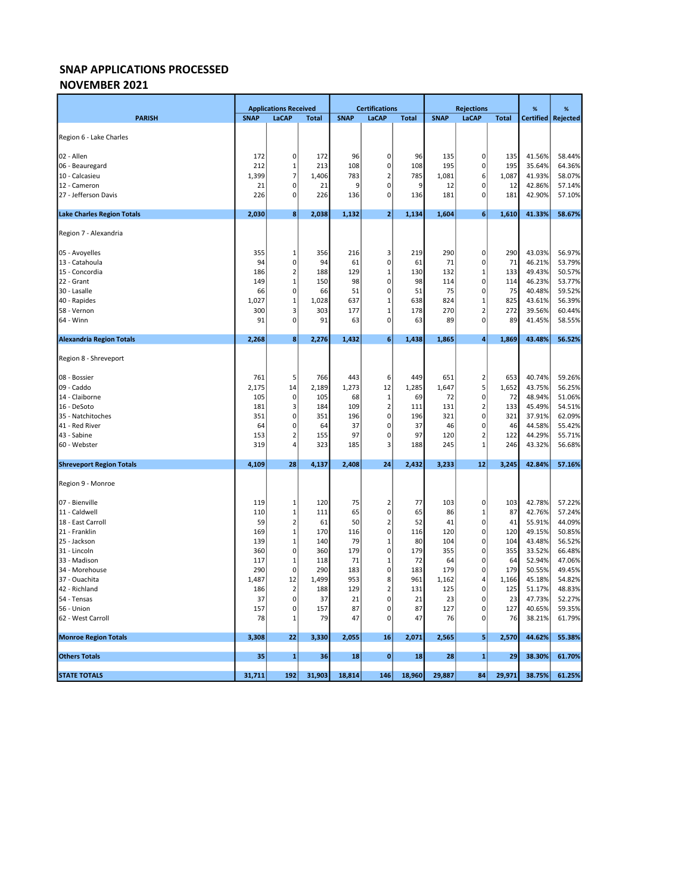# SNAP APPLICATIONS PROCESSED
## NOVEMBER 2021

| PARISH | Applications Received | | | Certifications | | | Rejections | | | % | % |
|---|---|---|---|---|---|---|---|---|---|---|---|
| | SNAP | LaCAP | Total | SNAP | LaCAP | Total | SNAP | LaCAP | Total | Certified | Rejected |
| Region 6 - Lake Charles | | | | | | | | | | | |
| 02 - Allen | 172 | 0 | 172 | 96 | 0 | 96 | 135 | 0 | 135 | 41.56% | 58.44% |
| 06 - Beauregard | 212 | 1 | 213 | 108 | 0 | 108 | 195 | 0 | 195 | 35.64% | 64.36% |
| 10 - Calcasieu | 1,399 | 7 | 1,406 | 783 | 2 | 785 | 1,081 | 6 | 1,087 | 41.93% | 58.07% |
| 12 - Cameron | 21 | 0 | 21 | 9 | 0 | 9 | 12 | 0 | 12 | 42.86% | 57.14% |
| 27 - Jefferson Davis | 226 | 0 | 226 | 136 | 0 | 136 | 181 | 0 | 181 | 42.90% | 57.10% |
| **Lake Charles Region Totals** | **2,030** | **8** | **2,038** | **1,132** | **2** | **1,134** | **1,604** | **6** | **1,610** | **41.33%** | **58.67%** |
| Region 7 - Alexandria | | | | | | | | | | | |
| 05 - Avoyelles | 355 | 1 | 356 | 216 | 3 | 219 | 290 | 0 | 290 | 43.03% | 56.97% |
| 13 - Catahoula | 94 | 0 | 94 | 61 | 0 | 61 | 71 | 0 | 71 | 46.21% | 53.79% |
| 15 - Concordia | 186 | 2 | 188 | 129 | 1 | 130 | 132 | 1 | 133 | 49.43% | 50.57% |
| 22 - Grant | 149 | 1 | 150 | 98 | 0 | 98 | 114 | 0 | 114 | 46.23% | 53.77% |
| 30 - Lasalle | 66 | 0 | 66 | 51 | 0 | 51 | 75 | 0 | 75 | 40.48% | 59.52% |
| 40 - Rapides | 1,027 | 1 | 1,028 | 637 | 1 | 638 | 824 | 1 | 825 | 43.61% | 56.39% |
| 58 - Vernon | 300 | 3 | 303 | 177 | 1 | 178 | 270 | 2 | 272 | 39.56% | 60.44% |
| 64 - Winn | 91 | 0 | 91 | 63 | 0 | 63 | 89 | 0 | 89 | 41.45% | 58.55% |
| **Alexandria Region Totals** | **2,268** | **8** | **2,276** | **1,432** | **6** | **1,438** | **1,865** | **4** | **1,869** | **43.48%** | **56.52%** |
| Region 8 - Shreveport | | | | | | | | | | | |
| 08 - Bossier | 761 | 5 | 766 | 443 | 6 | 449 | 651 | 2 | 653 | 40.74% | 59.26% |
| 09 - Caddo | 2,175 | 14 | 2,189 | 1,273 | 12 | 1,285 | 1,647 | 5 | 1,652 | 43.75% | 56.25% |
| 14 - Claiborne | 105 | 0 | 105 | 68 | 1 | 69 | 72 | 0 | 72 | 48.94% | 51.06% |
| 16 - DeSoto | 181 | 3 | 184 | 109 | 2 | 111 | 131 | 2 | 133 | 45.49% | 54.51% |
| 35 - Natchitoches | 351 | 0 | 351 | 196 | 0 | 196 | 321 | 0 | 321 | 37.91% | 62.09% |
| 41 - Red River | 64 | 0 | 64 | 37 | 0 | 37 | 46 | 0 | 46 | 44.58% | 55.42% |
| 43 - Sabine | 153 | 2 | 155 | 97 | 0 | 97 | 120 | 2 | 122 | 44.29% | 55.71% |
| 60 - Webster | 319 | 4 | 323 | 185 | 3 | 188 | 245 | 1 | 246 | 43.32% | 56.68% |
| **Shreveport Region Totals** | **4,109** | **28** | **4,137** | **2,408** | **24** | **2,432** | **3,233** | **12** | **3,245** | **42.84%** | **57.16%** |
| Region 9 - Monroe | | | | | | | | | | | |
| 07 - Bienville | 119 | 1 | 120 | 75 | 2 | 77 | 103 | 0 | 103 | 42.78% | 57.22% |
| 11 - Caldwell | 110 | 1 | 111 | 65 | 0 | 65 | 86 | 1 | 87 | 42.76% | 57.24% |
| 18 - East Carroll | 59 | 2 | 61 | 50 | 2 | 52 | 41 | 0 | 41 | 55.91% | 44.09% |
| 21 - Franklin | 169 | 1 | 170 | 116 | 0 | 116 | 120 | 0 | 120 | 49.15% | 50.85% |
| 25 - Jackson | 139 | 1 | 140 | 79 | 1 | 80 | 104 | 0 | 104 | 43.48% | 56.52% |
| 31 - Lincoln | 360 | 0 | 360 | 179 | 0 | 179 | 355 | 0 | 355 | 33.52% | 66.48% |
| 33 - Madison | 117 | 1 | 118 | 71 | 1 | 72 | 64 | 0 | 64 | 52.94% | 47.06% |
| 34 - Morehouse | 290 | 0 | 290 | 183 | 0 | 183 | 179 | 0 | 179 | 50.55% | 49.45% |
| 37 - Ouachita | 1,487 | 12 | 1,499 | 953 | 8 | 961 | 1,162 | 4 | 1,166 | 45.18% | 54.82% |
| 42 - Richland | 186 | 2 | 188 | 129 | 2 | 131 | 125 | 0 | 125 | 51.17% | 48.83% |
| 54 - Tensas | 37 | 0 | 37 | 21 | 0 | 21 | 23 | 0 | 23 | 47.73% | 52.27% |
| 56 - Union | 157 | 0 | 157 | 87 | 0 | 87 | 127 | 0 | 127 | 40.65% | 59.35% |
| 62 - West Carroll | 78 | 1 | 79 | 47 | 0 | 47 | 76 | 0 | 76 | 38.21% | 61.79% |
| **Monroe Region Totals** | **3,308** | **22** | **3,330** | **2,055** | **16** | **2,071** | **2,565** | **5** | **2,570** | **44.62%** | **55.38%** |
| **Others Totals** | **35** | **1** | **36** | **18** | **0** | **18** | **28** | **1** | **29** | **38.30%** | **61.70%** |
| **STATE TOTALS** | **31,711** | **192** | **31,903** | **18,814** | **146** | **18,960** | **29,887** | **84** | **29,971** | **38.75%** | **61.25%** |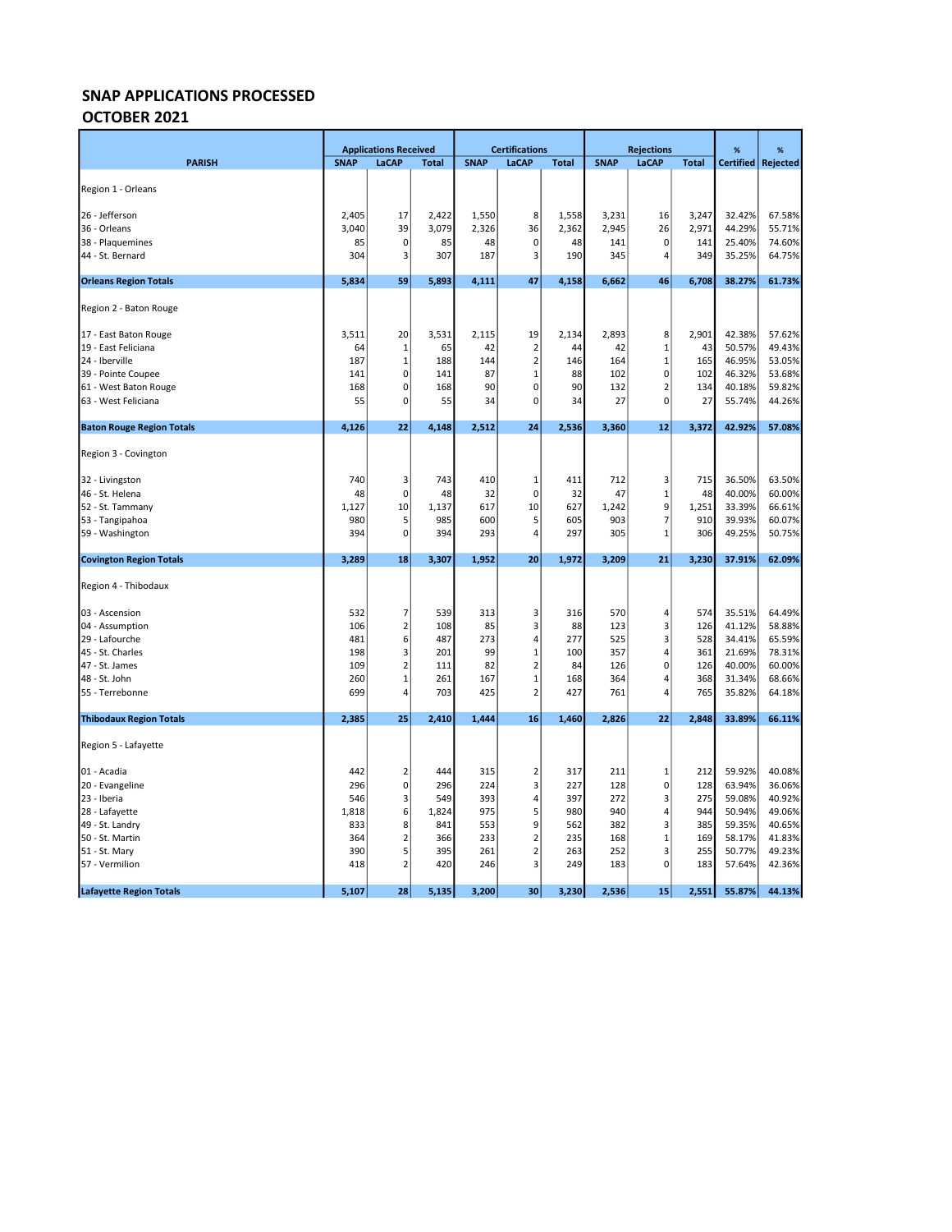# SNAP APPLICATIONS PROCESSED
## OCTOBER 2021

| PARISH | Applications Received | | | Certifications | | | Rejections | | | % | % |
|---|---|---|---|---|---|---|---|---|---|---|---|
| | SNAP | LaCAP | Total | SNAP | LaCAP | Total | SNAP | LaCAP | Total | Certified | Rejected |
| Region 1 - Orleans | | | | | | | | | | | |
| 26 - Jefferson | 2,405 | 17 | 2,422 | 1,550 | 8 | 1,558 | 3,231 | 16 | 3,247 | 32.42% | 67.58% |
| 36 - Orleans | 3,040 | 39 | 3,079 | 2,326 | 36 | 2,362 | 2,945 | 26 | 2,971 | 44.29% | 55.71% |
| 38 - Plaquemines | 85 | 0 | 85 | 48 | 0 | 48 | 141 | 0 | 141 | 25.40% | 74.60% |
| 44 - St. Bernard | 304 | 3 | 307 | 187 | 3 | 190 | 345 | 4 | 349 | 35.25% | 64.75% |
| **Orleans Region Totals** | **5,834** | **59** | **5,893** | **4,111** | **47** | **4,158** | **6,662** | **46** | **6,708** | **38.27%** | **61.73%** |
| Region 2 - Baton Rouge | | | | | | | | | | | |
| 17 - East Baton Rouge | 3,511 | 20 | 3,531 | 2,115 | 19 | 2,134 | 2,893 | 8 | 2,901 | 42.38% | 57.62% |
| 19 - East Feliciana | 64 | 1 | 65 | 42 | 2 | 44 | 42 | 1 | 43 | 50.57% | 49.43% |
| 24 - Iberville | 187 | 1 | 188 | 144 | 2 | 146 | 164 | 1 | 165 | 46.95% | 53.05% |
| 39 - Pointe Coupee | 141 | 0 | 141 | 87 | 1 | 88 | 102 | 0 | 102 | 46.32% | 53.68% |
| 61 - West Baton Rouge | 168 | 0 | 168 | 90 | 0 | 90 | 132 | 2 | 134 | 40.18% | 59.82% |
| 63 - West Feliciana | 55 | 0 | 55 | 34 | 0 | 34 | 27 | 0 | 27 | 55.74% | 44.26% |
| **Baton Rouge Region Totals** | **4,126** | **22** | **4,148** | **2,512** | **24** | **2,536** | **3,360** | **12** | **3,372** | **42.92%** | **57.08%** |
| Region 3 - Covington | | | | | | | | | | | |
| 32 - Livingston | 740 | 3 | 743 | 410 | 1 | 411 | 712 | 3 | 715 | 36.50% | 63.50% |
| 46 - St. Helena | 48 | 0 | 48 | 32 | 0 | 32 | 47 | 1 | 48 | 40.00% | 60.00% |
| 52 - St. Tammany | 1,127 | 10 | 1,137 | 617 | 10 | 627 | 1,242 | 9 | 1,251 | 33.39% | 66.61% |
| 53 - Tangipahoa | 980 | 5 | 985 | 600 | 5 | 605 | 903 | 7 | 910 | 39.93% | 60.07% |
| 59 - Washington | 394 | 0 | 394 | 293 | 4 | 297 | 305 | 1 | 306 | 49.25% | 50.75% |
| **Covington Region Totals** | **3,289** | **18** | **3,307** | **1,952** | **20** | **1,972** | **3,209** | **21** | **3,230** | **37.91%** | **62.09%** |
| Region 4 - Thibodaux | | | | | | | | | | | |
| 03 - Ascension | 532 | 7 | 539 | 313 | 3 | 316 | 570 | 4 | 574 | 35.51% | 64.49% |
| 04 - Assumption | 106 | 2 | 108 | 85 | 3 | 88 | 123 | 3 | 126 | 41.12% | 58.88% |
| 29 - Lafourche | 481 | 6 | 487 | 273 | 4 | 277 | 525 | 3 | 528 | 34.41% | 65.59% |
| 45 - St. Charles | 198 | 3 | 201 | 99 | 1 | 100 | 357 | 4 | 361 | 21.69% | 78.31% |
| 47 - St. James | 109 | 2 | 111 | 82 | 2 | 84 | 126 | 0 | 126 | 40.00% | 60.00% |
| 48 - St. John | 260 | 1 | 261 | 167 | 1 | 168 | 364 | 4 | 368 | 31.34% | 68.66% |
| 55 - Terrebonne | 699 | 4 | 703 | 425 | 2 | 427 | 761 | 4 | 765 | 35.82% | 64.18% |
| **Thibodaux Region Totals** | **2,385** | **25** | **2,410** | **1,444** | **16** | **1,460** | **2,826** | **22** | **2,848** | **33.89%** | **66.11%** |
| Region 5 - Lafayette | | | | | | | | | | | |
| 01 - Acadia | 442 | 2 | 444 | 315 | 2 | 317 | 211 | 1 | 212 | 59.92% | 40.08% |
| 20 - Evangeline | 296 | 0 | 296 | 224 | 3 | 227 | 128 | 0 | 128 | 63.94% | 36.06% |
| 23 - Iberia | 546 | 3 | 549 | 393 | 4 | 397 | 272 | 3 | 275 | 59.08% | 40.92% |
| 28 - Lafayette | 1,818 | 6 | 1,824 | 975 | 5 | 980 | 940 | 4 | 944 | 50.94% | 49.06% |
| 49 - St. Landry | 833 | 8 | 841 | 553 | 9 | 562 | 382 | 3 | 385 | 59.35% | 40.65% |
| 50 - St. Martin | 364 | 2 | 366 | 233 | 2 | 235 | 168 | 1 | 169 | 58.17% | 41.83% |
| 51 - St. Mary | 390 | 5 | 395 | 261 | 2 | 263 | 252 | 3 | 255 | 50.77% | 49.23% |
| 57 - Vermilion | 418 | 2 | 420 | 246 | 3 | 249 | 183 | 0 | 183 | 57.64% | 42.36% |
| **Lafayette Region Totals** | **5,107** | **28** | **5,135** | **3,200** | **30** | **3,230** | **2,536** | **15** | **2,551** | **55.87%** | **44.13%** |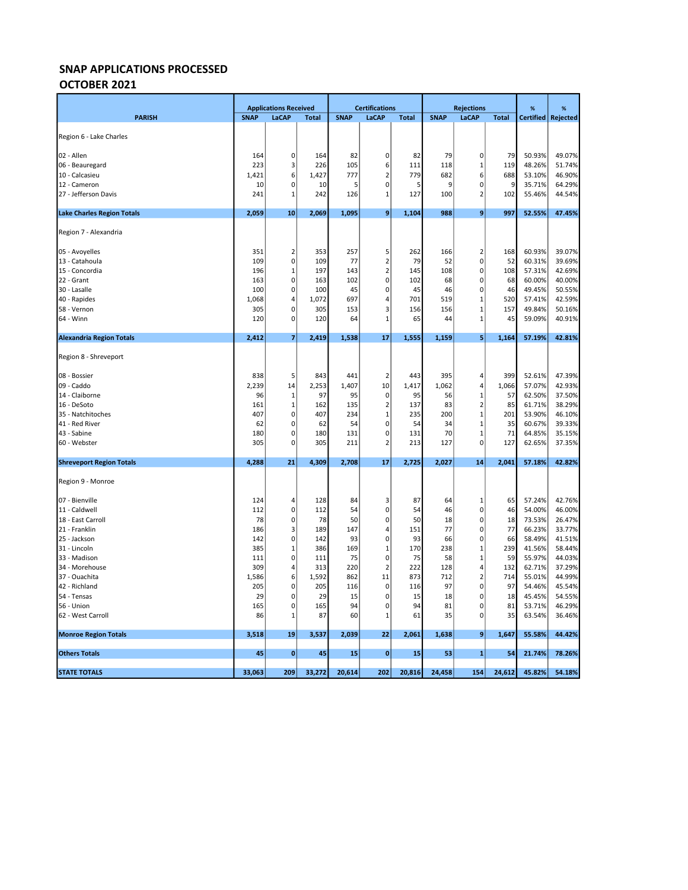## SNAP APPLICATIONS PROCESSED
## OCTOBER 2021

| PARISH | Applications Received | | | Certifications | | | Rejections | | | % | % |
|---|---|---|---|---|---|---|---|---|---|---|---|
| | SNAP | LaCAP | Total | SNAP | LaCAP | Total | SNAP | LaCAP | Total | Certified | Rejected |
| Region 6 - Lake Charles | | | | | | | | | | | |
| 02 - Allen | 164 | 0 | 164 | 82 | 0 | 82 | 79 | 0 | 79 | 50.93% | 49.07% |
| 06 - Beauregard | 223 | 3 | 226 | 105 | 6 | 111 | 118 | 1 | 119 | 48.26% | 51.74% |
| 10 - Calcasieu | 1,421 | 6 | 1,427 | 777 | 2 | 779 | 682 | 6 | 688 | 53.10% | 46.90% |
| 12 - Cameron | 10 | 0 | 10 | 5 | 0 | 5 | 9 | 0 | 9 | 35.71% | 64.29% |
| 27 - Jefferson Davis | 241 | 1 | 242 | 126 | 1 | 127 | 100 | 2 | 102 | 55.46% | 44.54% |
| **Lake Charles Region Totals** | **2,059** | **10** | **2,069** | **1,095** | **9** | **1,104** | **988** | **9** | **997** | **52.55%** | **47.45%** |
| Region 7 - Alexandria | | | | | | | | | | | |
| 05 - Avoyelles | 351 | 2 | 353 | 257 | 5 | 262 | 166 | 2 | 168 | 60.93% | 39.07% |
| 13 - Catahoula | 109 | 0 | 109 | 77 | 2 | 79 | 52 | 0 | 52 | 60.31% | 39.69% |
| 15 - Concordia | 196 | 1 | 197 | 143 | 2 | 145 | 108 | 0 | 108 | 57.31% | 42.69% |
| 22 - Grant | 163 | 0 | 163 | 102 | 0 | 102 | 68 | 0 | 68 | 60.00% | 40.00% |
| 30 - Lasalle | 100 | 0 | 100 | 45 | 0 | 45 | 46 | 0 | 46 | 49.45% | 50.55% |
| 40 - Rapides | 1,068 | 4 | 1,072 | 697 | 4 | 701 | 519 | 1 | 520 | 57.41% | 42.59% |
| 58 - Vernon | 305 | 0 | 305 | 153 | 3 | 156 | 156 | 1 | 157 | 49.84% | 50.16% |
| 64 - Winn | 120 | 0 | 120 | 64 | 1 | 65 | 44 | 1 | 45 | 59.09% | 40.91% |
| **Alexandria Region Totals** | **2,412** | **7** | **2,419** | **1,538** | **17** | **1,555** | **1,159** | **5** | **1,164** | **57.19%** | **42.81%** |
| Region 8 - Shreveport | | | | | | | | | | | |
| 08 - Bossier | 838 | 5 | 843 | 441 | 2 | 443 | 395 | 4 | 399 | 52.61% | 47.39% |
| 09 - Caddo | 2,239 | 14 | 2,253 | 1,407 | 10 | 1,417 | 1,062 | 4 | 1,066 | 57.07% | 42.93% |
| 14 - Claiborne | 96 | 1 | 97 | 95 | 0 | 95 | 56 | 1 | 57 | 62.50% | 37.50% |
| 16 - DeSoto | 161 | 1 | 162 | 135 | 2 | 137 | 83 | 2 | 85 | 61.71% | 38.29% |
| 35 - Natchitoches | 407 | 0 | 407 | 234 | 1 | 235 | 200 | 1 | 201 | 53.90% | 46.10% |
| 41 - Red River | 62 | 0 | 62 | 54 | 0 | 54 | 34 | 1 | 35 | 60.67% | 39.33% |
| 43 - Sabine | 180 | 0 | 180 | 131 | 0 | 131 | 70 | 1 | 71 | 64.85% | 35.15% |
| 60 - Webster | 305 | 0 | 305 | 211 | 2 | 213 | 127 | 0 | 127 | 62.65% | 37.35% |
| **Shreveport Region Totals** | **4,288** | **21** | **4,309** | **2,708** | **17** | **2,725** | **2,027** | **14** | **2,041** | **57.18%** | **42.82%** |
| Region 9 - Monroe | | | | | | | | | | | |
| 07 - Bienville | 124 | 4 | 128 | 84 | 3 | 87 | 64 | 1 | 65 | 57.24% | 42.76% |
| 11 - Caldwell | 112 | 0 | 112 | 54 | 0 | 54 | 46 | 0 | 46 | 54.00% | 46.00% |
| 18 - East Carroll | 78 | 0 | 78 | 50 | 0 | 50 | 18 | 0 | 18 | 73.53% | 26.47% |
| 21 - Franklin | 186 | 3 | 189 | 147 | 4 | 151 | 77 | 0 | 77 | 66.23% | 33.77% |
| 25 - Jackson | 142 | 0 | 142 | 93 | 0 | 93 | 66 | 0 | 66 | 58.49% | 41.51% |
| 31 - Lincoln | 385 | 1 | 386 | 169 | 1 | 170 | 238 | 1 | 239 | 41.56% | 58.44% |
| 33 - Madison | 111 | 0 | 111 | 75 | 0 | 75 | 58 | 1 | 59 | 55.97% | 44.03% |
| 34 - Morehouse | 309 | 4 | 313 | 220 | 2 | 222 | 128 | 4 | 132 | 62.71% | 37.29% |
| 37 - Ouachita | 1,586 | 6 | 1,592 | 862 | 11 | 873 | 712 | 2 | 714 | 55.01% | 44.99% |
| 42 - Richland | 205 | 0 | 205 | 116 | 0 | 116 | 97 | 0 | 97 | 54.46% | 45.54% |
| 54 - Tensas | 29 | 0 | 29 | 15 | 0 | 15 | 18 | 0 | 18 | 45.45% | 54.55% |
| 56 - Union | 165 | 0 | 165 | 94 | 0 | 94 | 81 | 0 | 81 | 53.71% | 46.29% |
| 62 - West Carroll | 86 | 1 | 87 | 60 | 1 | 61 | 35 | 0 | 35 | 63.54% | 36.46% |
| **Monroe Region Totals** | **3,518** | **19** | **3,537** | **2,039** | **22** | **2,061** | **1,638** | **9** | **1,647** | **55.58%** | **44.42%** |
| **Others Totals** | **45** | **0** | **45** | **15** | **0** | **15** | **53** | **1** | **54** | **21.74%** | **78.26%** |
| **STATE TOTALS** | **33,063** | **209** | **33,272** | **20,614** | **202** | **20,816** | **24,458** | **154** | **24,612** | **45.82%** | **54.18%** |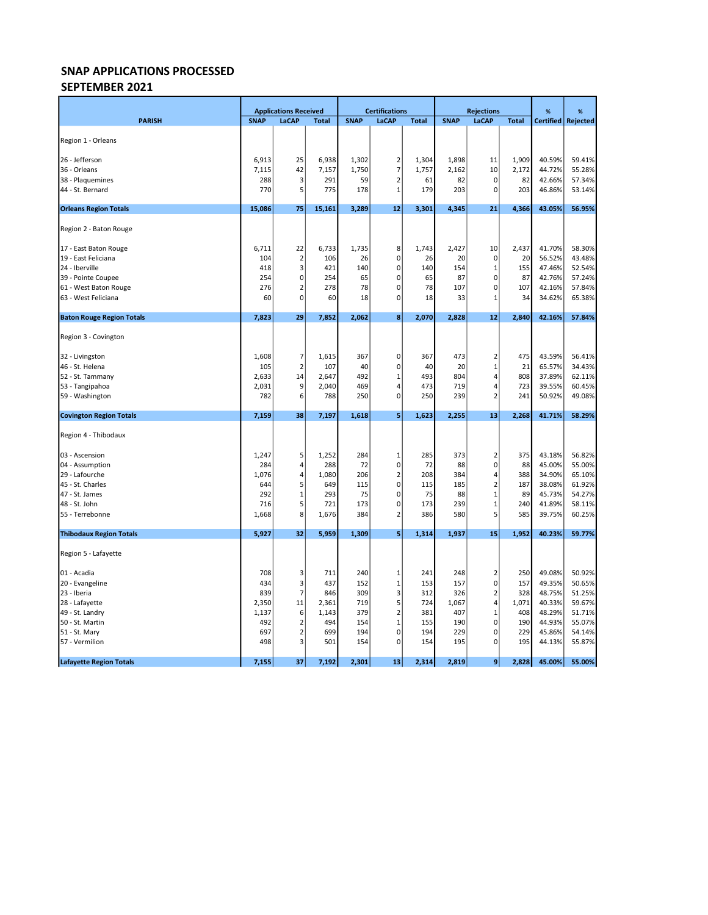# SNAP APPLICATIONS PROCESSED
## SEPTEMBER 2021

| PARISH | Applications Received | | | Certifications | | | Rejections | | | % | % |
|---|---|---|---|---|---|---|---|---|---|---|---|
| | SNAP | LaCAP | Total | SNAP | LaCAP | Total | SNAP | LaCAP | Total | Certified | Rejected |
| Region 1 - Orleans | | | | | | | | | | | |
| 26 - Jefferson | 6,913 | 25 | 6,938 | 1,302 | 2 | 1,304 | 1,898 | 11 | 1,909 | 40.59% | 59.41% |
| 36 - Orleans | 7,115 | 42 | 7,157 | 1,750 | 7 | 1,757 | 2,162 | 10 | 2,172 | 44.72% | 55.28% |
| 38 - Plaquemines | 288 | 3 | 291 | 59 | 2 | 61 | 82 | 0 | 82 | 42.66% | 57.34% |
| 44 - St. Bernard | 770 | 5 | 775 | 178 | 1 | 179 | 203 | 0 | 203 | 46.86% | 53.14% |
| **Orleans Region Totals** | **15,086** | **75** | **15,161** | **3,289** | **12** | **3,301** | **4,345** | **21** | **4,366** | **43.05%** | **56.95%** |
| Region 2 - Baton Rouge | | | | | | | | | | | |
| 17 - East Baton Rouge | 6,711 | 22 | 6,733 | 1,735 | 8 | 1,743 | 2,427 | 10 | 2,437 | 41.70% | 58.30% |
| 19 - East Feliciana | 104 | 2 | 106 | 26 | 0 | 26 | 20 | 0 | 20 | 56.52% | 43.48% |
| 24 - Iberville | 418 | 3 | 421 | 140 | 0 | 140 | 154 | 1 | 155 | 47.46% | 52.54% |
| 39 - Pointe Coupee | 254 | 0 | 254 | 65 | 0 | 65 | 87 | 0 | 87 | 42.76% | 57.24% |
| 61 - West Baton Rouge | 276 | 2 | 278 | 78 | 0 | 78 | 107 | 0 | 107 | 42.16% | 57.84% |
| 63 - West Feliciana | 60 | 0 | 60 | 18 | 0 | 18 | 33 | 1 | 34 | 34.62% | 65.38% |
| **Baton Rouge Region Totals** | **7,823** | **29** | **7,852** | **2,062** | **8** | **2,070** | **2,828** | **12** | **2,840** | **42.16%** | **57.84%** |
| Region 3 - Covington | | | | | | | | | | | |
| 32 - Livingston | 1,608 | 7 | 1,615 | 367 | 0 | 367 | 473 | 2 | 475 | 43.59% | 56.41% |
| 46 - St. Helena | 105 | 2 | 107 | 40 | 0 | 40 | 20 | 1 | 21 | 65.57% | 34.43% |
| 52 - St. Tammany | 2,633 | 14 | 2,647 | 492 | 1 | 493 | 804 | 4 | 808 | 37.89% | 62.11% |
| 53 - Tangipahoa | 2,031 | 9 | 2,040 | 469 | 4 | 473 | 719 | 4 | 723 | 39.55% | 60.45% |
| 59 - Washington | 782 | 6 | 788 | 250 | 0 | 250 | 239 | 2 | 241 | 50.92% | 49.08% |
| **Covington Region Totals** | **7,159** | **38** | **7,197** | **1,618** | **5** | **1,623** | **2,255** | **13** | **2,268** | **41.71%** | **58.29%** |
| Region 4 - Thibodaux | | | | | | | | | | | |
| 03 - Ascension | 1,247 | 5 | 1,252 | 284 | 1 | 285 | 373 | 2 | 375 | 43.18% | 56.82% |
| 04 - Assumption | 284 | 4 | 288 | 72 | 0 | 72 | 88 | 0 | 88 | 45.00% | 55.00% |
| 29 - Lafourche | 1,076 | 4 | 1,080 | 206 | 2 | 208 | 384 | 4 | 388 | 34.90% | 65.10% |
| 45 - St. Charles | 644 | 5 | 649 | 115 | 0 | 115 | 185 | 2 | 187 | 38.08% | 61.92% |
| 47 - St. James | 292 | 1 | 293 | 75 | 0 | 75 | 88 | 1 | 89 | 45.73% | 54.27% |
| 48 - St. John | 716 | 5 | 721 | 173 | 0 | 173 | 239 | 1 | 240 | 41.89% | 58.11% |
| 55 - Terrebonne | 1,668 | 8 | 1,676 | 384 | 2 | 386 | 580 | 5 | 585 | 39.75% | 60.25% |
| **Thibodaux Region Totals** | **5,927** | **32** | **5,959** | **1,309** | **5** | **1,314** | **1,937** | **15** | **1,952** | **40.23%** | **59.77%** |
| Region 5 - Lafayette | | | | | | | | | | | |
| 01 - Acadia | 708 | 3 | 711 | 240 | 1 | 241 | 248 | 2 | 250 | 49.08% | 50.92% |
| 20 - Evangeline | 434 | 3 | 437 | 152 | 1 | 153 | 157 | 0 | 157 | 49.35% | 50.65% |
| 23 - Iberia | 839 | 7 | 846 | 309 | 3 | 312 | 326 | 2 | 328 | 48.75% | 51.25% |
| 28 - Lafayette | 2,350 | 11 | 2,361 | 719 | 5 | 724 | 1,067 | 4 | 1,071 | 40.33% | 59.67% |
| 49 - St. Landry | 1,137 | 6 | 1,143 | 379 | 2 | 381 | 407 | 1 | 408 | 48.29% | 51.71% |
| 50 - St. Martin | 492 | 2 | 494 | 154 | 1 | 155 | 190 | 0 | 190 | 44.93% | 55.07% |
| 51 - St. Mary | 697 | 2 | 699 | 194 | 0 | 194 | 229 | 0 | 229 | 45.86% | 54.14% |
| 57 - Vermilion | 498 | 3 | 501 | 154 | 0 | 154 | 195 | 0 | 195 | 44.13% | 55.87% |
| **Lafayette Region Totals** | **7,155** | **37** | **7,192** | **2,301** | **13** | **2,314** | **2,819** | **9** | **2,828** | **45.00%** | **55.00%** |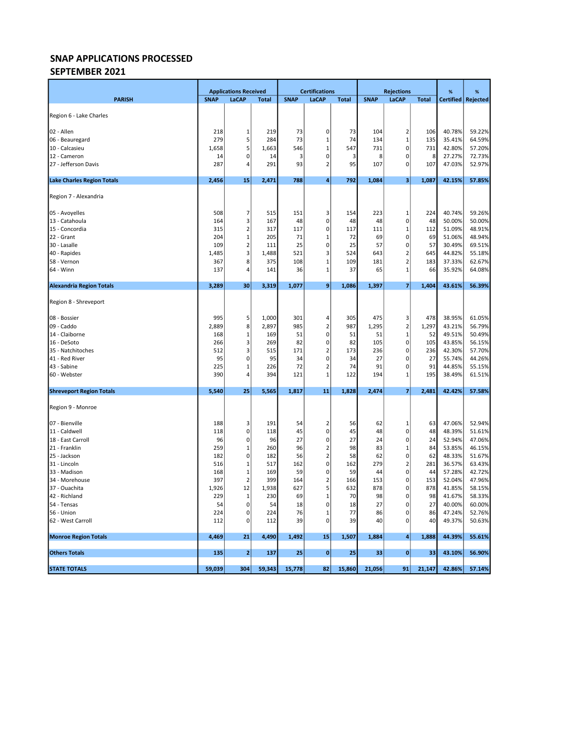## SNAP APPLICATIONS PROCESSED
## SEPTEMBER 2021

| PARISH | Applications Received | | | Certifications | | | Rejections | | | % | % |
|---|---|---|---|---|---|---|---|---|---|---|---|
| | SNAP | LaCAP | Total | SNAP | LaCAP | Total | SNAP | LaCAP | Total | Certified | Rejected |
| Region 6 - Lake Charles | | | | | | | | | | | |
| 02 - Allen | 218 | 1 | 219 | 73 | 0 | 73 | 104 | 2 | 106 | 40.78% | 59.22% |
| 06 - Beauregard | 279 | 5 | 284 | 73 | 1 | 74 | 134 | 1 | 135 | 35.41% | 64.59% |
| 10 - Calcasieu | 1,658 | 5 | 1,663 | 546 | 1 | 547 | 731 | 0 | 731 | 42.80% | 57.20% |
| 12 - Cameron | 14 | 0 | 14 | 3 | 0 | 3 | 8 | 0 | 8 | 27.27% | 72.73% |
| 27 - Jefferson Davis | 287 | 4 | 291 | 93 | 2 | 95 | 107 | 0 | 107 | 47.03% | 52.97% |
| **Lake Charles Region Totals** | **2,456** | **15** | **2,471** | **788** | **4** | **792** | **1,084** | **3** | **1,087** | **42.15%** | **57.85%** |
| Region 7 - Alexandria | | | | | | | | | | | |
| 05 - Avoyelles | 508 | 7 | 515 | 151 | 3 | 154 | 223 | 1 | 224 | 40.74% | 59.26% |
| 13 - Catahoula | 164 | 3 | 167 | 48 | 0 | 48 | 48 | 0 | 48 | 50.00% | 50.00% |
| 15 - Concordia | 315 | 2 | 317 | 117 | 0 | 117 | 111 | 1 | 112 | 51.09% | 48.91% |
| 22 - Grant | 204 | 1 | 205 | 71 | 1 | 72 | 69 | 0 | 69 | 51.06% | 48.94% |
| 30 - Lasalle | 109 | 2 | 111 | 25 | 0 | 25 | 57 | 0 | 57 | 30.49% | 69.51% |
| 40 - Rapides | 1,485 | 3 | 1,488 | 521 | 3 | 524 | 643 | 2 | 645 | 44.82% | 55.18% |
| 58 - Vernon | 367 | 8 | 375 | 108 | 1 | 109 | 181 | 2 | 183 | 37.33% | 62.67% |
| 64 - Winn | 137 | 4 | 141 | 36 | 1 | 37 | 65 | 1 | 66 | 35.92% | 64.08% |
| **Alexandria Region Totals** | **3,289** | **30** | **3,319** | **1,077** | **9** | **1,086** | **1,397** | **7** | **1,404** | **43.61%** | **56.39%** |
| Region 8 - Shreveport | | | | | | | | | | | |
| 08 - Bossier | 995 | 5 | 1,000 | 301 | 4 | 305 | 475 | 3 | 478 | 38.95% | 61.05% |
| 09 - Caddo | 2,889 | 8 | 2,897 | 985 | 2 | 987 | 1,295 | 2 | 1,297 | 43.21% | 56.79% |
| 14 - Claiborne | 168 | 1 | 169 | 51 | 0 | 51 | 51 | 1 | 52 | 49.51% | 50.49% |
| 16 - DeSoto | 266 | 3 | 269 | 82 | 0 | 82 | 105 | 0 | 105 | 43.85% | 56.15% |
| 35 - Natchitoches | 512 | 3 | 515 | 171 | 2 | 173 | 236 | 0 | 236 | 42.30% | 57.70% |
| 41 - Red River | 95 | 0 | 95 | 34 | 0 | 34 | 27 | 0 | 27 | 55.74% | 44.26% |
| 43 - Sabine | 225 | 1 | 226 | 72 | 2 | 74 | 91 | 0 | 91 | 44.85% | 55.15% |
| 60 - Webster | 390 | 4 | 394 | 121 | 1 | 122 | 194 | 1 | 195 | 38.49% | 61.51% |
| **Shreveport Region Totals** | **5,540** | **25** | **5,565** | **1,817** | **11** | **1,828** | **2,474** | **7** | **2,481** | **42.42%** | **57.58%** |
| Region 9 - Monroe | | | | | | | | | | | |
| 07 - Bienville | 188 | 3 | 191 | 54 | 2 | 56 | 62 | 1 | 63 | 47.06% | 52.94% |
| 11 - Caldwell | 118 | 0 | 118 | 45 | 0 | 45 | 48 | 0 | 48 | 48.39% | 51.61% |
| 18 - East Carroll | 96 | 0 | 96 | 27 | 0 | 27 | 24 | 0 | 24 | 52.94% | 47.06% |
| 21 - Franklin | 259 | 1 | 260 | 96 | 2 | 98 | 83 | 1 | 84 | 53.85% | 46.15% |
| 25 - Jackson | 182 | 0 | 182 | 56 | 2 | 58 | 62 | 0 | 62 | 48.33% | 51.67% |
| 31 - Lincoln | 516 | 1 | 517 | 162 | 0 | 162 | 279 | 2 | 281 | 36.57% | 63.43% |
| 33 - Madison | 168 | 1 | 169 | 59 | 0 | 59 | 44 | 0 | 44 | 57.28% | 42.72% |
| 34 - Morehouse | 397 | 2 | 399 | 164 | 2 | 166 | 153 | 0 | 153 | 52.04% | 47.96% |
| 37 - Ouachita | 1,926 | 12 | 1,938 | 627 | 5 | 632 | 878 | 0 | 878 | 41.85% | 58.15% |
| 42 - Richland | 229 | 1 | 230 | 69 | 1 | 70 | 98 | 0 | 98 | 41.67% | 58.33% |
| 54 - Tensas | 54 | 0 | 54 | 18 | 0 | 18 | 27 | 0 | 27 | 40.00% | 60.00% |
| 56 - Union | 224 | 0 | 224 | 76 | 1 | 77 | 86 | 0 | 86 | 47.24% | 52.76% |
| 62 - West Carroll | 112 | 0 | 112 | 39 | 0 | 39 | 40 | 0 | 40 | 49.37% | 50.63% |
| **Monroe Region Totals** | **4,469** | **21** | **4,490** | **1,492** | **15** | **1,507** | **1,884** | **4** | **1,888** | **44.39%** | **55.61%** |
| **Others Totals** | **135** | **2** | **137** | **25** | **0** | **25** | **33** | **0** | **33** | **43.10%** | **56.90%** |
| **STATE TOTALS** | **59,039** | **304** | **59,343** | **15,778** | **82** | **15,860** | **21,056** | **91** | **21,147** | **42.86%** | **57.14%** |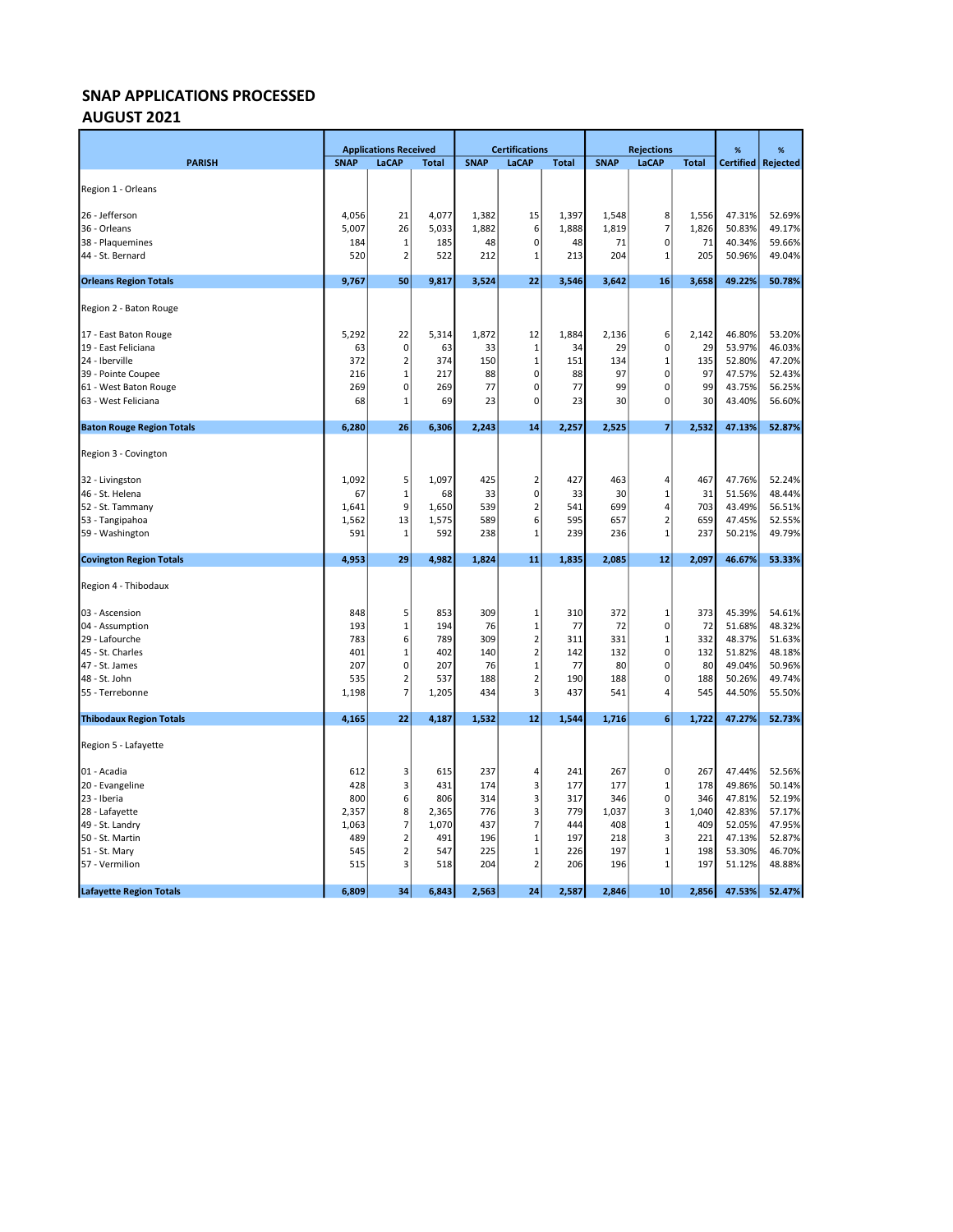## SNAP APPLICATIONS PROCESSED
## AUGUST 2021

| PARISH | Applications Received | | | Certifications | | | Rejections | | | % | % |
|---|---|---|---|---|---|---|---|---|---|---|---|
| | SNAP | LaCAP | Total | SNAP | LaCAP | Total | SNAP | LaCAP | Total | Certified | Rejected |
| Region 1 - Orleans | | | | | | | | | | | |
| 26 - Jefferson | 4,056 | 21 | 4,077 | 1,382 | 15 | 1,397 | 1,548 | 8 | 1,556 | 47.31% | 52.69% |
| 36 - Orleans | 5,007 | 26 | 5,033 | 1,882 | 6 | 1,888 | 1,819 | 7 | 1,826 | 50.83% | 49.17% |
| 38 - Plaquemines | 184 | 1 | 185 | 48 | 0 | 48 | 71 | 0 | 71 | 40.34% | 59.66% |
| 44 - St. Bernard | 520 | 2 | 522 | 212 | 1 | 213 | 204 | 1 | 205 | 50.96% | 49.04% |
| **Orleans Region Totals** | **9,767** | **50** | **9,817** | **3,524** | **22** | **3,546** | **3,642** | **16** | **3,658** | **49.22%** | **50.78%** |
| Region 2 - Baton Rouge | | | | | | | | | | | |
| 17 - East Baton Rouge | 5,292 | 22 | 5,314 | 1,872 | 12 | 1,884 | 2,136 | 6 | 2,142 | 46.80% | 53.20% |
| 19 - East Feliciana | 63 | 0 | 63 | 33 | 1 | 34 | 29 | 0 | 29 | 53.97% | 46.03% |
| 24 - Iberville | 372 | 2 | 374 | 150 | 1 | 151 | 134 | 1 | 135 | 52.80% | 47.20% |
| 39 - Pointe Coupee | 216 | 1 | 217 | 88 | 0 | 88 | 97 | 0 | 97 | 47.57% | 52.43% |
| 61 - West Baton Rouge | 269 | 0 | 269 | 77 | 0 | 77 | 99 | 0 | 99 | 43.75% | 56.25% |
| 63 - West Feliciana | 68 | 1 | 69 | 23 | 0 | 23 | 30 | 0 | 30 | 43.40% | 56.60% |
| **Baton Rouge Region Totals** | **6,280** | **26** | **6,306** | **2,243** | **14** | **2,257** | **2,525** | **7** | **2,532** | **47.13%** | **52.87%** |
| Region 3 - Covington | | | | | | | | | | | |
| 32 - Livingston | 1,092 | 5 | 1,097 | 425 | 2 | 427 | 463 | 4 | 467 | 47.76% | 52.24% |
| 46 - St. Helena | 67 | 1 | 68 | 33 | 0 | 33 | 30 | 1 | 31 | 51.56% | 48.44% |
| 52 - St. Tammany | 1,641 | 9 | 1,650 | 539 | 2 | 541 | 699 | 4 | 703 | 43.49% | 56.51% |
| 53 - Tangipahoa | 1,562 | 13 | 1,575 | 589 | 6 | 595 | 657 | 2 | 659 | 47.45% | 52.55% |
| 59 - Washington | 591 | 1 | 592 | 238 | 1 | 239 | 236 | 1 | 237 | 50.21% | 49.79% |
| **Covington Region Totals** | **4,953** | **29** | **4,982** | **1,824** | **11** | **1,835** | **2,085** | **12** | **2,097** | **46.67%** | **53.33%** |
| Region 4 - Thibodaux | | | | | | | | | | | |
| 03 - Ascension | 848 | 5 | 853 | 309 | 1 | 310 | 372 | 1 | 373 | 45.39% | 54.61% |
| 04 - Assumption | 193 | 1 | 194 | 76 | 1 | 77 | 72 | 0 | 72 | 51.68% | 48.32% |
| 29 - Lafourche | 783 | 6 | 789 | 309 | 2 | 311 | 331 | 1 | 332 | 48.37% | 51.63% |
| 45 - St. Charles | 401 | 1 | 402 | 140 | 2 | 142 | 132 | 0 | 132 | 51.82% | 48.18% |
| 47 - St. James | 207 | 0 | 207 | 76 | 1 | 77 | 80 | 0 | 80 | 49.04% | 50.96% |
| 48 - St. John | 535 | 2 | 537 | 188 | 2 | 190 | 188 | 0 | 188 | 50.26% | 49.74% |
| 55 - Terrebonne | 1,198 | 7 | 1,205 | 434 | 3 | 437 | 541 | 4 | 545 | 44.50% | 55.50% |
| **Thibodaux Region Totals** | **4,165** | **22** | **4,187** | **1,532** | **12** | **1,544** | **1,716** | **6** | **1,722** | **47.27%** | **52.73%** |
| Region 5 - Lafayette | | | | | | | | | | | |
| 01 - Acadia | 612 | 3 | 615 | 237 | 4 | 241 | 267 | 0 | 267 | 47.44% | 52.56% |
| 20 - Evangeline | 428 | 3 | 431 | 174 | 3 | 177 | 177 | 1 | 178 | 49.86% | 50.14% |
| 23 - Iberia | 800 | 6 | 806 | 314 | 3 | 317 | 346 | 0 | 346 | 47.81% | 52.19% |
| 28 - Lafayette | 2,357 | 8 | 2,365 | 776 | 3 | 779 | 1,037 | 3 | 1,040 | 42.83% | 57.17% |
| 49 - St. Landry | 1,063 | 7 | 1,070 | 437 | 7 | 444 | 408 | 1 | 409 | 52.05% | 47.95% |
| 50 - St. Martin | 489 | 2 | 491 | 196 | 1 | 197 | 218 | 3 | 221 | 47.13% | 52.87% |
| 51 - St. Mary | 545 | 2 | 547 | 225 | 1 | 226 | 197 | 1 | 198 | 53.30% | 46.70% |
| 57 - Vermilion | 515 | 3 | 518 | 204 | 2 | 206 | 196 | 1 | 197 | 51.12% | 48.88% |
| **Lafayette Region Totals** | **6,809** | **34** | **6,843** | **2,563** | **24** | **2,587** | **2,846** | **10** | **2,856** | **47.53%** | **52.47%** |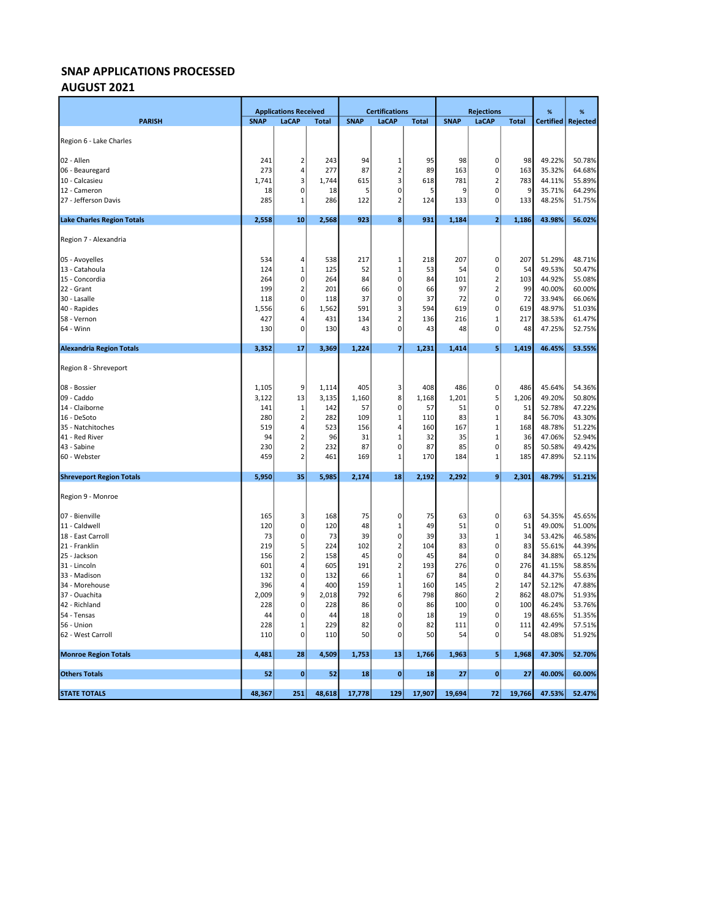## SNAP APPLICATIONS PROCESSED
## AUGUST 2021

| PARISH | Applications Received | | | Certifications | | | Rejections | | | % | % |
|---|---|---|---|---|---|---|---|---|---|---|---|
| | SNAP | LaCAP | Total | SNAP | LaCAP | Total | SNAP | LaCAP | Total | Certified | Rejected |
| Region 6 - Lake Charles | | | | | | | | | | | |
| 02 - Allen | 241 | 2 | 243 | 94 | 1 | 95 | 98 | 0 | 98 | 49.22% | 50.78% |
| 06 - Beauregard | 273 | 4 | 277 | 87 | 2 | 89 | 163 | 0 | 163 | 35.32% | 64.68% |
| 10 - Calcasieu | 1,741 | 3 | 1,744 | 615 | 3 | 618 | 781 | 2 | 783 | 44.11% | 55.89% |
| 12 - Cameron | 18 | 0 | 18 | 5 | 0 | 5 | 9 | 0 | 9 | 35.71% | 64.29% |
| 27 - Jefferson Davis | 285 | 1 | 286 | 122 | 2 | 124 | 133 | 0 | 133 | 48.25% | 51.75% |
| **Lake Charles Region Totals** | **2,558** | **10** | **2,568** | **923** | **8** | **931** | **1,184** | **2** | **1,186** | **43.98%** | **56.02%** |
| Region 7 - Alexandria | | | | | | | | | | | |
| 05 - Avoyelles | 534 | 4 | 538 | 217 | 1 | 218 | 207 | 0 | 207 | 51.29% | 48.71% |
| 13 - Catahoula | 124 | 1 | 125 | 52 | 1 | 53 | 54 | 0 | 54 | 49.53% | 50.47% |
| 15 - Concordia | 264 | 0 | 264 | 84 | 0 | 84 | 101 | 2 | 103 | 44.92% | 55.08% |
| 22 - Grant | 199 | 2 | 201 | 66 | 0 | 66 | 97 | 2 | 99 | 40.00% | 60.00% |
| 30 - Lasalle | 118 | 0 | 118 | 37 | 0 | 37 | 72 | 0 | 72 | 33.94% | 66.06% |
| 40 - Rapides | 1,556 | 6 | 1,562 | 591 | 3 | 594 | 619 | 0 | 619 | 48.97% | 51.03% |
| 58 - Vernon | 427 | 4 | 431 | 134 | 2 | 136 | 216 | 1 | 217 | 38.53% | 61.47% |
| 64 - Winn | 130 | 0 | 130 | 43 | 0 | 43 | 48 | 0 | 48 | 47.25% | 52.75% |
| **Alexandria Region Totals** | **3,352** | **17** | **3,369** | **1,224** | **7** | **1,231** | **1,414** | **5** | **1,419** | **46.45%** | **53.55%** |
| Region 8 - Shreveport | | | | | | | | | | | |
| 08 - Bossier | 1,105 | 9 | 1,114 | 405 | 3 | 408 | 486 | 0 | 486 | 45.64% | 54.36% |
| 09 - Caddo | 3,122 | 13 | 3,135 | 1,160 | 8 | 1,168 | 1,201 | 5 | 1,206 | 49.20% | 50.80% |
| 14 - Claiborne | 141 | 1 | 142 | 57 | 0 | 57 | 51 | 0 | 51 | 52.78% | 47.22% |
| 16 - DeSoto | 280 | 2 | 282 | 109 | 1 | 110 | 83 | 1 | 84 | 56.70% | 43.30% |
| 35 - Natchitoches | 519 | 4 | 523 | 156 | 4 | 160 | 167 | 1 | 168 | 48.78% | 51.22% |
| 41 - Red River | 94 | 2 | 96 | 31 | 1 | 32 | 35 | 1 | 36 | 47.06% | 52.94% |
| 43 - Sabine | 230 | 2 | 232 | 87 | 0 | 87 | 85 | 0 | 85 | 50.58% | 49.42% |
| 60 - Webster | 459 | 2 | 461 | 169 | 1 | 170 | 184 | 1 | 185 | 47.89% | 52.11% |
| **Shreveport Region Totals** | **5,950** | **35** | **5,985** | **2,174** | **18** | **2,192** | **2,292** | **9** | **2,301** | **48.79%** | **51.21%** |
| Region 9 - Monroe | | | | | | | | | | | |
| 07 - Bienville | 165 | 3 | 168 | 75 | 0 | 75 | 63 | 0 | 63 | 54.35% | 45.65% |
| 11 - Caldwell | 120 | 0 | 120 | 48 | 1 | 49 | 51 | 0 | 51 | 49.00% | 51.00% |
| 18 - East Carroll | 73 | 0 | 73 | 39 | 0 | 39 | 33 | 1 | 34 | 53.42% | 46.58% |
| 21 - Franklin | 219 | 5 | 224 | 102 | 2 | 104 | 83 | 0 | 83 | 55.61% | 44.39% |
| 25 - Jackson | 156 | 2 | 158 | 45 | 0 | 45 | 84 | 0 | 84 | 34.88% | 65.12% |
| 31 - Lincoln | 601 | 4 | 605 | 191 | 2 | 193 | 276 | 0 | 276 | 41.15% | 58.85% |
| 33 - Madison | 132 | 0 | 132 | 66 | 1 | 67 | 84 | 0 | 84 | 44.37% | 55.63% |
| 34 - Morehouse | 396 | 4 | 400 | 159 | 1 | 160 | 145 | 2 | 147 | 52.12% | 47.88% |
| 37 - Ouachita | 2,009 | 9 | 2,018 | 792 | 6 | 798 | 860 | 2 | 862 | 48.07% | 51.93% |
| 42 - Richland | 228 | 0 | 228 | 86 | 0 | 86 | 100 | 0 | 100 | 46.24% | 53.76% |
| 54 - Tensas | 44 | 0 | 44 | 18 | 0 | 18 | 19 | 0 | 19 | 48.65% | 51.35% |
| 56 - Union | 228 | 1 | 229 | 82 | 0 | 82 | 111 | 0 | 111 | 42.49% | 57.51% |
| 62 - West Carroll | 110 | 0 | 110 | 50 | 0 | 50 | 54 | 0 | 54 | 48.08% | 51.92% |
| **Monroe Region Totals** | **4,481** | **28** | **4,509** | **1,753** | **13** | **1,766** | **1,963** | **5** | **1,968** | **47.30%** | **52.70%** |
| **Others Totals** | **52** | **0** | **52** | **18** | **0** | **18** | **27** | **0** | **27** | **40.00%** | **60.00%** |
| **STATE TOTALS** | **48,367** | **251** | **48,618** | **17,778** | **129** | **17,907** | **19,694** | **72** | **19,766** | **47.53%** | **52.47%** |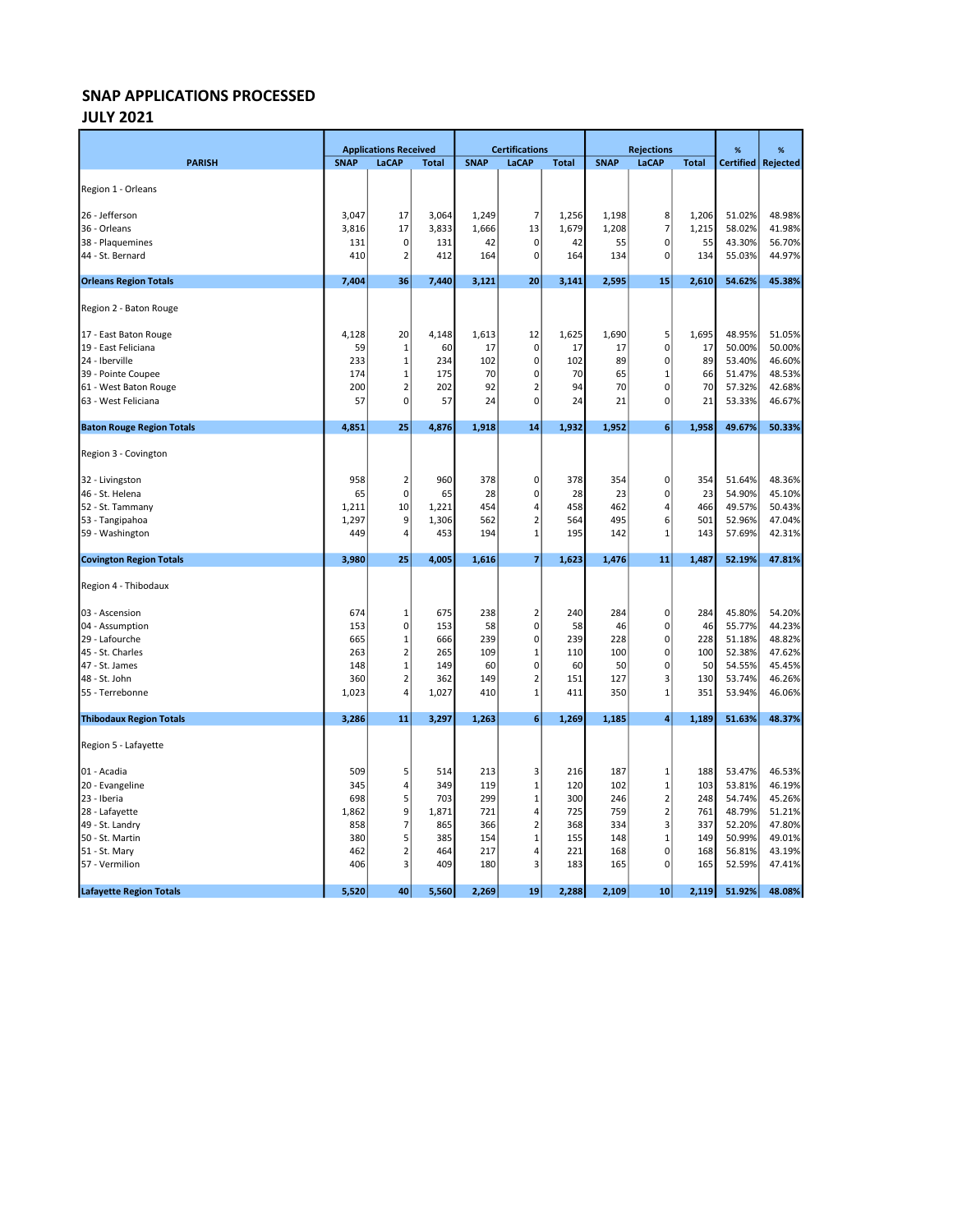## SNAP APPLICATIONS PROCESSED
## JULY 2021

| PARISH | Applications Received | | | Certifications | | | Rejections | | | % | % |
|---|---|---|---|---|---|---|---|---|---|---|---|
| | SNAP | LaCAP | Total | SNAP | LaCAP | Total | SNAP | LaCAP | Total | Certified | Rejected |
| Region 1 - Orleans | | | | | | | | | | | |
| 26 - Jefferson | 3,047 | 17 | 3,064 | 1,249 | 7 | 1,256 | 1,198 | 8 | 1,206 | 51.02% | 48.98% |
| 36 - Orleans | 3,816 | 17 | 3,833 | 1,666 | 13 | 1,679 | 1,208 | 7 | 1,215 | 58.02% | 41.98% |
| 38 - Plaquemines | 131 | 0 | 131 | 42 | 0 | 42 | 55 | 0 | 55 | 43.30% | 56.70% |
| 44 - St. Bernard | 410 | 2 | 412 | 164 | 0 | 164 | 134 | 0 | 134 | 55.03% | 44.97% |
| **Orleans Region Totals** | **7,404** | **36** | **7,440** | **3,121** | **20** | **3,141** | **2,595** | **15** | **2,610** | **54.62%** | **45.38%** |
| Region 2 - Baton Rouge | | | | | | | | | | | |
| 17 - East Baton Rouge | 4,128 | 20 | 4,148 | 1,613 | 12 | 1,625 | 1,690 | 5 | 1,695 | 48.95% | 51.05% |
| 19 - East Feliciana | 59 | 1 | 60 | 17 | 0 | 17 | 17 | 0 | 17 | 50.00% | 50.00% |
| 24 - Iberville | 233 | 1 | 234 | 102 | 0 | 102 | 89 | 0 | 89 | 53.40% | 46.60% |
| 39 - Pointe Coupee | 174 | 1 | 175 | 70 | 0 | 70 | 65 | 1 | 66 | 51.47% | 48.53% |
| 61 - West Baton Rouge | 200 | 2 | 202 | 92 | 2 | 94 | 70 | 0 | 70 | 57.32% | 42.68% |
| 63 - West Feliciana | 57 | 0 | 57 | 24 | 0 | 24 | 21 | 0 | 21 | 53.33% | 46.67% |
| **Baton Rouge Region Totals** | **4,851** | **25** | **4,876** | **1,918** | **14** | **1,932** | **1,952** | **6** | **1,958** | **49.67%** | **50.33%** |
| Region 3 - Covington | | | | | | | | | | | |
| 32 - Livingston | 958 | 2 | 960 | 378 | 0 | 378 | 354 | 0 | 354 | 51.64% | 48.36% |
| 46 - St. Helena | 65 | 0 | 65 | 28 | 0 | 28 | 23 | 0 | 23 | 54.90% | 45.10% |
| 52 - St. Tammany | 1,211 | 10 | 1,221 | 454 | 4 | 458 | 462 | 4 | 466 | 49.57% | 50.43% |
| 53 - Tangipahoa | 1,297 | 9 | 1,306 | 562 | 2 | 564 | 495 | 6 | 501 | 52.96% | 47.04% |
| 59 - Washington | 449 | 4 | 453 | 194 | 1 | 195 | 142 | 1 | 143 | 57.69% | 42.31% |
| **Covington Region Totals** | **3,980** | **25** | **4,005** | **1,616** | **7** | **1,623** | **1,476** | **11** | **1,487** | **52.19%** | **47.81%** |
| Region 4 - Thibodaux | | | | | | | | | | | |
| 03 - Ascension | 674 | 1 | 675 | 238 | 2 | 240 | 284 | 0 | 284 | 45.80% | 54.20% |
| 04 - Assumption | 153 | 0 | 153 | 58 | 0 | 58 | 46 | 0 | 46 | 55.77% | 44.23% |
| 29 - Lafourche | 665 | 1 | 666 | 239 | 0 | 239 | 228 | 0 | 228 | 51.18% | 48.82% |
| 45 - St. Charles | 263 | 2 | 265 | 109 | 1 | 110 | 100 | 0 | 100 | 52.38% | 47.62% |
| 47 - St. James | 148 | 1 | 149 | 60 | 0 | 60 | 50 | 0 | 50 | 54.55% | 45.45% |
| 48 - St. John | 360 | 2 | 362 | 149 | 2 | 151 | 127 | 3 | 130 | 53.74% | 46.26% |
| 55 - Terrebonne | 1,023 | 4 | 1,027 | 410 | 1 | 411 | 350 | 1 | 351 | 53.94% | 46.06% |
| **Thibodaux Region Totals** | **3,286** | **11** | **3,297** | **1,263** | **6** | **1,269** | **1,185** | **4** | **1,189** | **51.63%** | **48.37%** |
| Region 5 - Lafayette | | | | | | | | | | | |
| 01 - Acadia | 509 | 5 | 514 | 213 | 3 | 216 | 187 | 1 | 188 | 53.47% | 46.53% |
| 20 - Evangeline | 345 | 4 | 349 | 119 | 1 | 120 | 102 | 1 | 103 | 53.81% | 46.19% |
| 23 - Iberia | 698 | 5 | 703 | 299 | 1 | 300 | 246 | 2 | 248 | 54.74% | 45.26% |
| 28 - Lafayette | 1,862 | 9 | 1,871 | 721 | 4 | 725 | 759 | 2 | 761 | 48.79% | 51.21% |
| 49 - St. Landry | 858 | 7 | 865 | 366 | 2 | 368 | 334 | 3 | 337 | 52.20% | 47.80% |
| 50 - St. Martin | 380 | 5 | 385 | 154 | 1 | 155 | 148 | 1 | 149 | 50.99% | 49.01% |
| 51 - St. Mary | 462 | 2 | 464 | 217 | 4 | 221 | 168 | 0 | 168 | 56.81% | 43.19% |
| 57 - Vermilion | 406 | 3 | 409 | 180 | 3 | 183 | 165 | 0 | 165 | 52.59% | 47.41% |
| **Lafayette Region Totals** | **5,520** | **40** | **5,560** | **2,269** | **19** | **2,288** | **2,109** | **10** | **2,119** | **51.92%** | **48.08%** |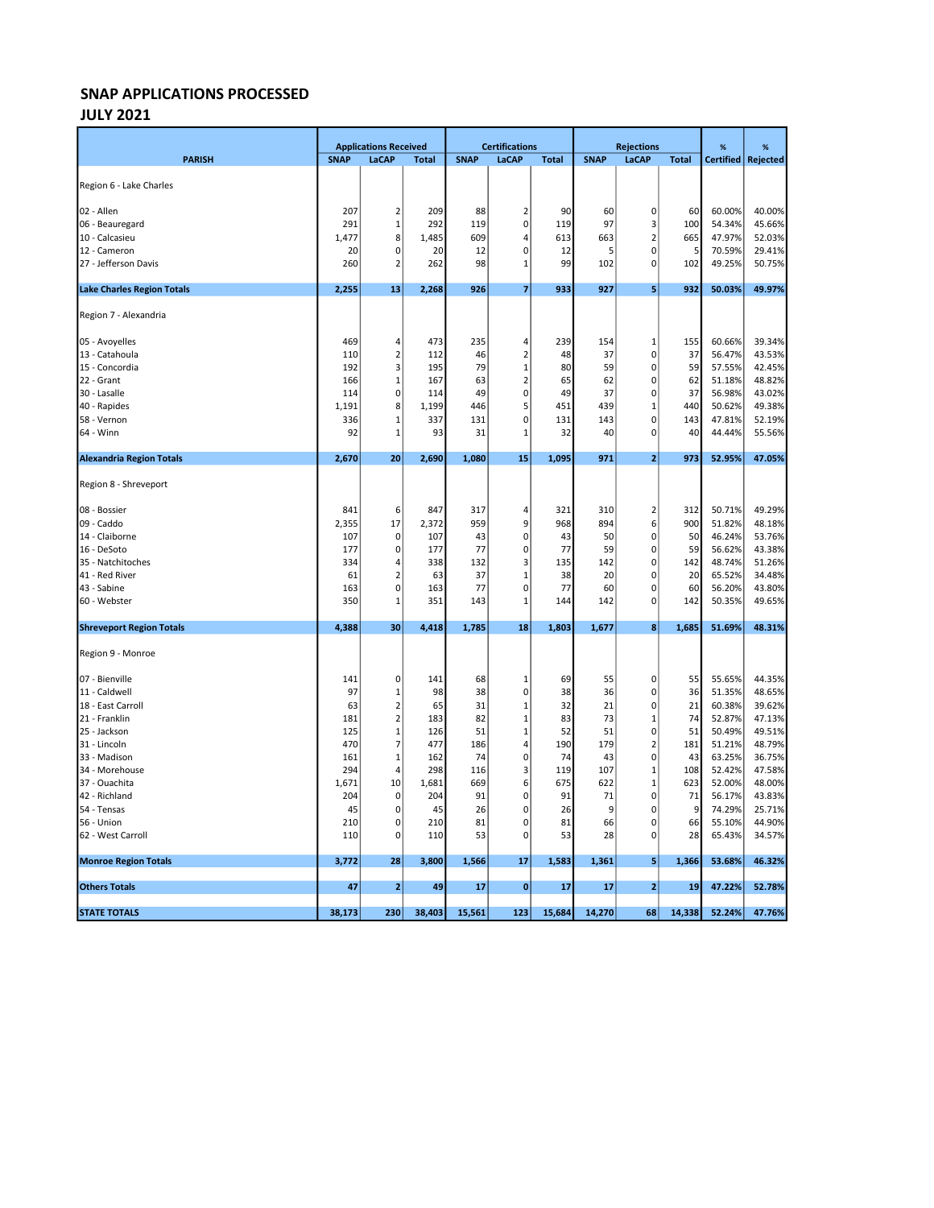# SNAP APPLICATIONS PROCESSED
## JULY 2021

| PARISH | Applications Received | | | Certifications | | | Rejections | | | % | % |
|---|---|---|---|---|---|---|---|---|---|---|---|
| | SNAP | LaCAP | Total | SNAP | LaCAP | Total | SNAP | LaCAP | Total | Certified | Rejected |
| Region 6 - Lake Charles | | | | | | | | | | | |
| 02 - Allen | 207 | 2 | 209 | 88 | 2 | 90 | 60 | 0 | 60 | 60.00% | 40.00% |
| 06 - Beauregard | 291 | 1 | 292 | 119 | 0 | 119 | 97 | 3 | 100 | 54.34% | 45.66% |
| 10 - Calcasieu | 1,477 | 8 | 1,485 | 609 | 4 | 613 | 663 | 2 | 665 | 47.97% | 52.03% |
| 12 - Cameron | 20 | 0 | 20 | 12 | 0 | 12 | 5 | 0 | 5 | 70.59% | 29.41% |
| 27 - Jefferson Davis | 260 | 2 | 262 | 98 | 1 | 99 | 102 | 0 | 102 | 49.25% | 50.75% |
| **Lake Charles Region Totals** | **2,255** | **13** | **2,268** | **926** | **7** | **933** | **927** | **5** | **932** | **50.03%** | **49.97%** |
| Region 7 - Alexandria | | | | | | | | | | | |
| 05 - Avoyelles | 469 | 4 | 473 | 235 | 4 | 239 | 154 | 1 | 155 | 60.66% | 39.34% |
| 13 - Catahoula | 110 | 2 | 112 | 46 | 2 | 48 | 37 | 0 | 37 | 56.47% | 43.53% |
| 15 - Concordia | 192 | 3 | 195 | 79 | 1 | 80 | 59 | 0 | 59 | 57.55% | 42.45% |
| 22 - Grant | 166 | 1 | 167 | 63 | 2 | 65 | 62 | 0 | 62 | 51.18% | 48.82% |
| 30 - Lasalle | 114 | 0 | 114 | 49 | 0 | 49 | 37 | 0 | 37 | 56.98% | 43.02% |
| 40 - Rapides | 1,191 | 8 | 1,199 | 446 | 5 | 451 | 439 | 1 | 440 | 50.62% | 49.38% |
| 58 - Vernon | 336 | 1 | 337 | 131 | 0 | 131 | 143 | 0 | 143 | 47.81% | 52.19% |
| 64 - Winn | 92 | 1 | 93 | 31 | 1 | 32 | 40 | 0 | 40 | 44.44% | 55.56% |
| **Alexandria Region Totals** | **2,670** | **20** | **2,690** | **1,080** | **15** | **1,095** | **971** | **2** | **973** | **52.95%** | **47.05%** |
| Region 8 - Shreveport | | | | | | | | | | | |
| 08 - Bossier | 841 | 6 | 847 | 317 | 4 | 321 | 310 | 2 | 312 | 50.71% | 49.29% |
| 09 - Caddo | 2,355 | 17 | 2,372 | 959 | 9 | 968 | 894 | 6 | 900 | 51.82% | 48.18% |
| 14 - Claiborne | 107 | 0 | 107 | 43 | 0 | 43 | 50 | 0 | 50 | 46.24% | 53.76% |
| 16 - DeSoto | 177 | 0 | 177 | 77 | 0 | 77 | 59 | 0 | 59 | 56.62% | 43.38% |
| 35 - Natchitoches | 334 | 4 | 338 | 132 | 3 | 135 | 142 | 0 | 142 | 48.74% | 51.26% |
| 41 - Red River | 61 | 2 | 63 | 37 | 1 | 38 | 20 | 0 | 20 | 65.52% | 34.48% |
| 43 - Sabine | 163 | 0 | 163 | 77 | 0 | 77 | 60 | 0 | 60 | 56.20% | 43.80% |
| 60 - Webster | 350 | 1 | 351 | 143 | 1 | 144 | 142 | 0 | 142 | 50.35% | 49.65% |
| **Shreveport Region Totals** | **4,388** | **30** | **4,418** | **1,785** | **18** | **1,803** | **1,677** | **8** | **1,685** | **51.69%** | **48.31%** |
| Region 9 - Monroe | | | | | | | | | | | |
| 07 - Bienville | 141 | 0 | 141 | 68 | 1 | 69 | 55 | 0 | 55 | 55.65% | 44.35% |
| 11 - Caldwell | 97 | 1 | 98 | 38 | 0 | 38 | 36 | 0 | 36 | 51.35% | 48.65% |
| 18 - East Carroll | 63 | 2 | 65 | 31 | 1 | 32 | 21 | 0 | 21 | 60.38% | 39.62% |
| 21 - Franklin | 181 | 2 | 183 | 82 | 1 | 83 | 73 | 1 | 74 | 52.87% | 47.13% |
| 25 - Jackson | 125 | 1 | 126 | 51 | 1 | 52 | 51 | 0 | 51 | 50.49% | 49.51% |
| 31 - Lincoln | 470 | 7 | 477 | 186 | 4 | 190 | 179 | 2 | 181 | 51.21% | 48.79% |
| 33 - Madison | 161 | 1 | 162 | 74 | 0 | 74 | 43 | 0 | 43 | 63.25% | 36.75% |
| 34 - Morehouse | 294 | 4 | 298 | 116 | 3 | 119 | 107 | 1 | 108 | 52.42% | 47.58% |
| 37 - Ouachita | 1,671 | 10 | 1,681 | 669 | 6 | 675 | 622 | 1 | 623 | 52.00% | 48.00% |
| 42 - Richland | 204 | 0 | 204 | 91 | 0 | 91 | 71 | 0 | 71 | 56.17% | 43.83% |
| 54 - Tensas | 45 | 0 | 45 | 26 | 0 | 26 | 9 | 0 | 9 | 74.29% | 25.71% |
| 56 - Union | 210 | 0 | 210 | 81 | 0 | 81 | 66 | 0 | 66 | 55.10% | 44.90% |
| 62 - West Carroll | 110 | 0 | 110 | 53 | 0 | 53 | 28 | 0 | 28 | 65.43% | 34.57% |
| **Monroe Region Totals** | **3,772** | **28** | **3,800** | **1,566** | **17** | **1,583** | **1,361** | **5** | **1,366** | **53.68%** | **46.32%** |
| **Others Totals** | **47** | **2** | **49** | **17** | **0** | **17** | **17** | **2** | **19** | **47.22%** | **52.78%** |
| **STATE TOTALS** | **38,173** | **230** | **38,403** | **15,561** | **123** | **15,684** | **14,270** | **68** | **14,338** | **52.24%** | **47.76%** |